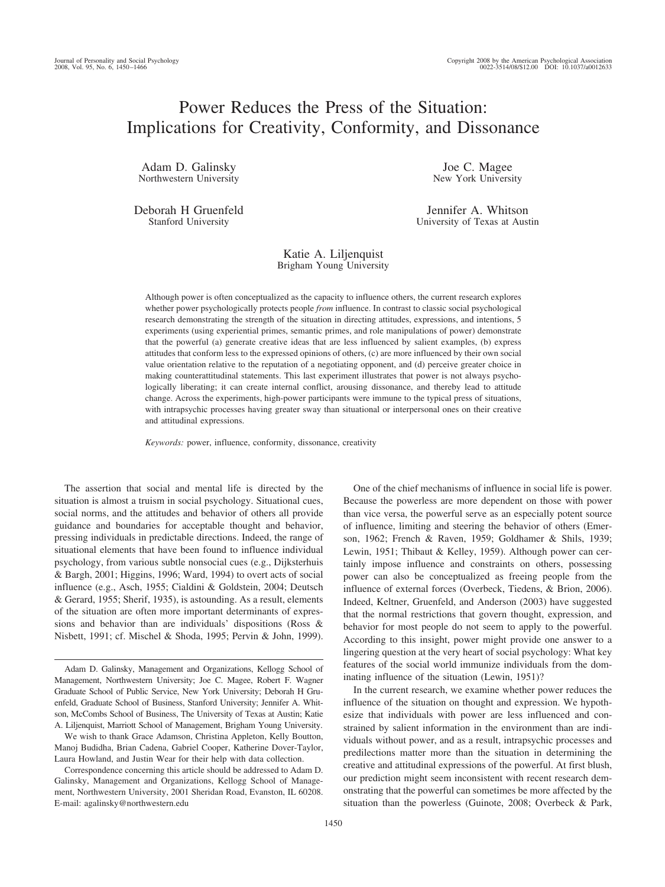# Power Reduces the Press of the Situation: Implications for Creativity, Conformity, and Dissonance

Adam D. Galinsky
Northwestern University

Joe C. Magee
New York University

Deborah H Gruenfeld
Stanford University

Jennifer A. Whitson
University of Texas at Austin

Katie A. Liljenquist
Brigham Young University

Although power is often conceptualized as the capacity to influence others, the current research explores whether power psychologically protects people *from* influence. In contrast to classic social psychological research demonstrating the strength of the situation in directing attitudes, expressions, and intentions, 5 experiments (using experiential primes, semantic primes, and role manipulations of power) demonstrate that the powerful (a) generate creative ideas that are less influenced by salient examples, (b) express attitudes that conform less to the expressed opinions of others, (c) are more influenced by their own social value orientation relative to the reputation of a negotiating opponent, and (d) perceive greater choice in making counterattitudinal statements. This last experiment illustrates that power is not always psychologically liberating; it can create internal conflict, arousing dissonance, and thereby lead to attitude change. Across the experiments, high-power participants were immune to the typical press of situations, with intrapsychic processes having greater sway than situational or interpersonal ones on their creative and attitudinal expressions.

*Keywords:* power, influence, conformity, dissonance, creativity

The assertion that social and mental life is directed by the situation is almost a truism in social psychology. Situational cues, social norms, and the attitudes and behavior of others all provide guidance and boundaries for acceptable thought and behavior, pressing individuals in predictable directions. Indeed, the range of situational elements that have been found to influence individual psychology, from various subtle nonsocial cues (e.g., Dijksterhuis & Bargh, 2001; Higgins, 1996; Ward, 1994) to overt acts of social influence (e.g., Asch, 1955; Cialdini & Goldstein, 2004; Deutsch & Gerard, 1955; Sherif, 1935), is astounding. As a result, elements of the situation are often more important determinants of expressions and behavior than are individuals' dispositions (Ross & Nisbett, 1991; cf. Mischel & Shoda, 1995; Pervin & John, 1999).

Adam D. Galinsky, Management and Organizations, Kellogg School of Management, Northwestern University; Joe C. Magee, Robert F. Wagner Graduate School of Public Service, New York University; Deborah H Gruenfeld, Graduate School of Business, Stanford University; Jennifer A. Whitson, McCombs School of Business, The University of Texas at Austin; Katie A. Liljenquist, Marriott School of Management, Brigham Young University.

We wish to thank Grace Adamson, Christina Appleton, Kelly Boutton, Manoj Budidha, Brian Cadena, Gabriel Cooper, Katherine Dover-Taylor, Laura Howland, and Justin Wear for their help with data collection.

Correspondence concerning this article should be addressed to Adam D. Galinsky, Management and Organizations, Kellogg School of Management, Northwestern University, 2001 Sheridan Road, Evanston, IL 60208. E-mail: agalinsky@northwestern.edu

One of the chief mechanisms of influence in social life is power. Because the powerless are more dependent on those with power than vice versa, the powerful serve as an especially potent source of influence, limiting and steering the behavior of others (Emerson, 1962; French & Raven, 1959; Goldhamer & Shils, 1939; Lewin, 1951; Thibaut & Kelley, 1959). Although power can certainly impose influence and constraints on others, possessing power can also be conceptualized as freeing people from the influence of external forces (Overbeck, Tiedens, & Brion, 2006). Indeed, Keltner, Gruenfeld, and Anderson (2003) have suggested that the normal restrictions that govern thought, expression, and behavior for most people do not seem to apply to the powerful. According to this insight, power might provide one answer to a lingering question at the very heart of social psychology: What key features of the social world immunize individuals from the dominating influence of the situation (Lewin, 1951)?

In the current research, we examine whether power reduces the influence of the situation on thought and expression. We hypothesize that individuals with power are less influenced and constrained by salient information in the environment than are individuals without power, and as a result, intrapsychic processes and predilections matter more than the situation in determining the creative and attitudinal expressions of the powerful. At first blush, our prediction might seem inconsistent with recent research demonstrating that the powerful can sometimes be more affected by the situation than the powerless (Guinote, 2008; Overbeck & Park,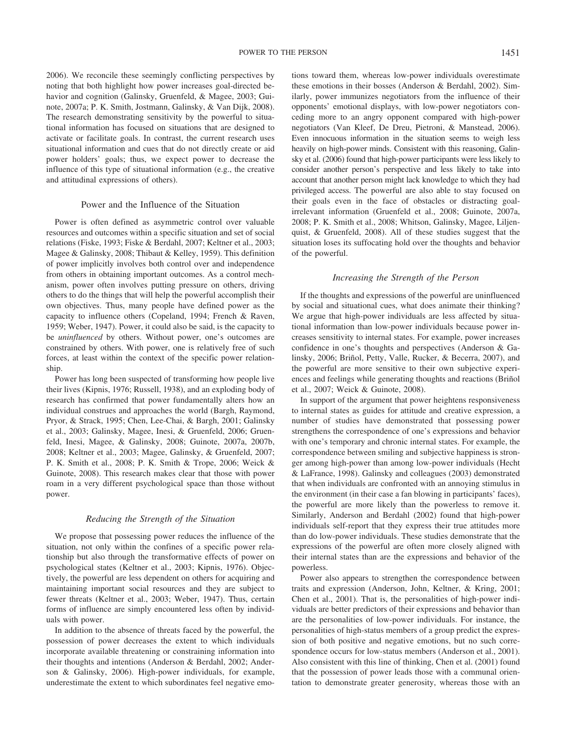2006). We reconcile these seemingly conflicting perspectives by noting that both highlight how power increases goal-directed behavior and cognition (Galinsky, Gruenfeld, & Magee, 2003; Guinote, 2007a; P. K. Smith, Jostmann, Galinsky, & Van Dijk, 2008). The research demonstrating sensitivity by the powerful to situational information has focused on situations that are designed to activate or facilitate goals. In contrast, the current research uses situational information and cues that do not directly create or aid power holders' goals; thus, we expect power to decrease the influence of this type of situational information (e.g., the creative and attitudinal expressions of others).

## Power and the Influence of the Situation

Power is often defined as asymmetric control over valuable resources and outcomes within a specific situation and set of social relations (Fiske, 1993; Fiske & Berdahl, 2007; Keltner et al., 2003; Magee & Galinsky, 2008; Thibaut & Kelley, 1959). This definition of power implicitly involves both control over and independence from others in obtaining important outcomes. As a control mechanism, power often involves putting pressure on others, driving others to do the things that will help the powerful accomplish their own objectives. Thus, many people have defined power as the capacity to influence others (Copeland, 1994; French & Raven, 1959; Weber, 1947). Power, it could also be said, is the capacity to be *uninfluenced* by others. Without power, one's outcomes are constrained by others. With power, one is relatively free of such forces, at least within the context of the specific power relationship.

Power has long been suspected of transforming how people live their lives (Kipnis, 1976; Russell, 1938), and an exploding body of research has confirmed that power fundamentally alters how an individual construes and approaches the world (Bargh, Raymond, Pryor, & Strack, 1995; Chen, Lee-Chai, & Bargh, 2001; Galinsky et al., 2003; Galinsky, Magee, Inesi, & Gruenfeld, 2006; Gruenfeld, Inesi, Magee, & Galinsky, 2008; Guinote, 2007a, 2007b, 2008; Keltner et al., 2003; Magee, Galinsky, & Gruenfeld, 2007; P. K. Smith et al., 2008; P. K. Smith & Trope, 2006; Weick & Guinote, 2008). This research makes clear that those with power roam in a very different psychological space than those without power.

### *Reducing the Strength of the Situation*

We propose that possessing power reduces the influence of the situation, not only within the confines of a specific power relationship but also through the transformative effects of power on psychological states (Keltner et al., 2003; Kipnis, 1976). Objectively, the powerful are less dependent on others for acquiring and maintaining important social resources and they are subject to fewer threats (Keltner et al., 2003; Weber, 1947). Thus, certain forms of influence are simply encountered less often by individuals with power.

In addition to the absence of threats faced by the powerful, the possession of power decreases the extent to which individuals incorporate available threatening or constraining information into their thoughts and intentions (Anderson & Berdahl, 2002; Anderson & Galinsky, 2006). High-power individuals, for example, underestimate the extent to which subordinates feel negative emotions toward them, whereas low-power individuals overestimate these emotions in their bosses (Anderson & Berdahl, 2002). Similarly, power immunizes negotiators from the influence of their opponents' emotional displays, with low-power negotiators conceding more to an angry opponent compared with high-power negotiators (Van Kleef, De Dreu, Pietroni, & Manstead, 2006). Even innocuous information in the situation seems to weigh less heavily on high-power minds. Consistent with this reasoning, Galinsky et al. (2006) found that high-power participants were less likely to consider another person's perspective and less likely to take into account that another person might lack knowledge to which they had privileged access. The powerful are also able to stay focused on their goals even in the face of obstacles or distracting goal-irrelevant information (Gruenfeld et al., 2008; Guinote, 2007a, 2008; P. K. Smith et al., 2008; Whitson, Galinsky, Magee, Liljenquist, & Gruenfeld, 2008). All of these studies suggest that the situation loses its suffocating hold over the thoughts and behavior of the powerful.

### *Increasing the Strength of the Person*

If the thoughts and expressions of the powerful are uninfluenced by social and situational cues, what does animate their thinking? We argue that high-power individuals are less affected by situational information than low-power individuals because power increases sensitivity to internal states. For example, power increases confidence in one's thoughts and perspectives (Anderson & Galinsky, 2006; Briñol, Petty, Valle, Rucker, & Becerra, 2007), and the powerful are more sensitive to their own subjective experiences and feelings while generating thoughts and reactions (Briñol et al., 2007; Weick & Guinote, 2008).

In support of the argument that power heightens responsiveness to internal states as guides for attitude and creative expression, a number of studies have demonstrated that possessing power strengthens the correspondence of one's expressions and behavior with one's temporary and chronic internal states. For example, the correspondence between smiling and subjective happiness is stronger among high-power than among low-power individuals (Hecht & LaFrance, 1998). Galinsky and colleagues (2003) demonstrated that when individuals are confronted with an annoying stimulus in the environment (in their case a fan blowing in participants' faces), the powerful are more likely than the powerless to remove it. Similarly, Anderson and Berdahl (2002) found that high-power individuals self-report that they express their true attitudes more than do low-power individuals. These studies demonstrate that the expressions of the powerful are often more closely aligned with their internal states than are the expressions and behavior of the powerless.

Power also appears to strengthen the correspondence between traits and expression (Anderson, John, Keltner, & Kring, 2001; Chen et al., 2001). That is, the personalities of high-power individuals are better predictors of their expressions and behavior than are the personalities of low-power individuals. For instance, the personalities of high-status members of a group predict the expression of both positive and negative emotions, but no such correspondence occurs for low-status members (Anderson et al., 2001). Also consistent with this line of thinking, Chen et al. (2001) found that the possession of power leads those with a communal orientation to demonstrate greater generosity, whereas those with an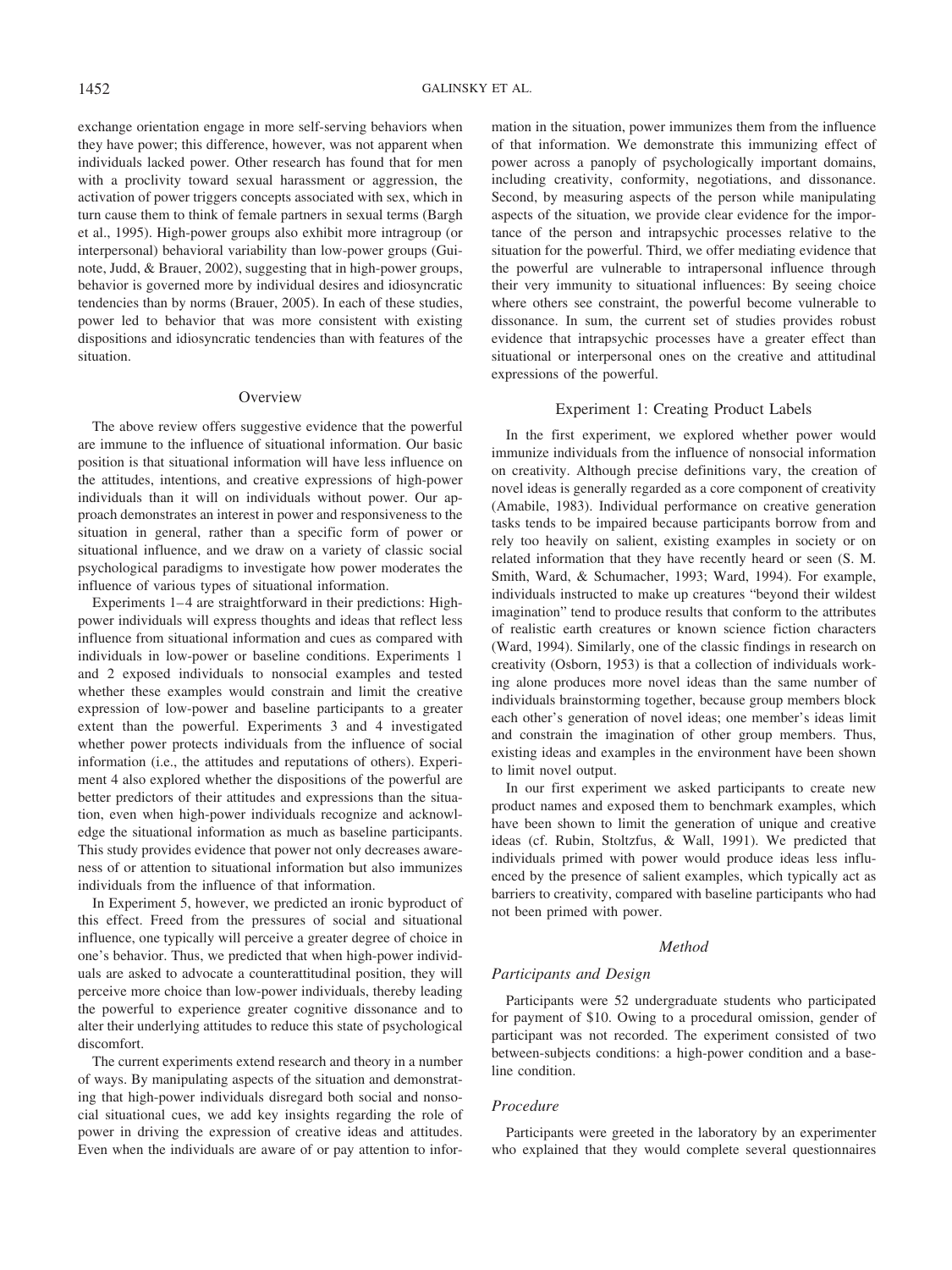exchange orientation engage in more self-serving behaviors when they have power; this difference, however, was not apparent when individuals lacked power. Other research has found that for men with a proclivity toward sexual harassment or aggression, the activation of power triggers concepts associated with sex, which in turn cause them to think of female partners in sexual terms (Bargh et al., 1995). High-power groups also exhibit more intragroup (or interpersonal) behavioral variability than low-power groups (Guinote, Judd, & Brauer, 2002), suggesting that in high-power groups, behavior is governed more by individual desires and idiosyncratic tendencies than by norms (Brauer, 2005). In each of these studies, power led to behavior that was more consistent with existing dispositions and idiosyncratic tendencies than with features of the situation.

## Overview

The above review offers suggestive evidence that the powerful are immune to the influence of situational information. Our basic position is that situational information will have less influence on the attitudes, intentions, and creative expressions of high-power individuals than it will on individuals without power. Our approach demonstrates an interest in power and responsiveness to the situation in general, rather than a specific form of power or situational influence, and we draw on a variety of classic social psychological paradigms to investigate how power moderates the influence of various types of situational information.

Experiments 1–4 are straightforward in their predictions: High-power individuals will express thoughts and ideas that reflect less influence from situational information and cues as compared with individuals in low-power or baseline conditions. Experiments 1 and 2 exposed individuals to nonsocial examples and tested whether these examples would constrain and limit the creative expression of low-power and baseline participants to a greater extent than the powerful. Experiments 3 and 4 investigated whether power protects individuals from the influence of social information (i.e., the attitudes and reputations of others). Experiment 4 also explored whether the dispositions of the powerful are better predictors of their attitudes and expressions than the situation, even when high-power individuals recognize and acknowledge the situational information as much as baseline participants. This study provides evidence that power not only decreases awareness of or attention to situational information but also immunizes individuals from the influence of that information.

In Experiment 5, however, we predicted an ironic byproduct of this effect. Freed from the pressures of social and situational influence, one typically will perceive a greater degree of choice in one's behavior. Thus, we predicted that when high-power individuals are asked to advocate a counterattitudinal position, they will perceive more choice than low-power individuals, thereby leading the powerful to experience greater cognitive dissonance and to alter their underlying attitudes to reduce this state of psychological discomfort.

The current experiments extend research and theory in a number of ways. By manipulating aspects of the situation and demonstrating that high-power individuals disregard both social and nonsocial situational cues, we add key insights regarding the role of power in driving the expression of creative ideas and attitudes. Even when the individuals are aware of or pay attention to information in the situation, power immunizes them from the influence of that information. We demonstrate this immunizing effect of power across a panoply of psychologically important domains, including creativity, conformity, negotiations, and dissonance. Second, by measuring aspects of the person while manipulating aspects of the situation, we provide clear evidence for the importance of the person and intrapsychic processes relative to the situation for the powerful. Third, we offer mediating evidence that the powerful are vulnerable to intrapersonal influence through their very immunity to situational influences: By seeing choice where others see constraint, the powerful become vulnerable to dissonance. In sum, the current set of studies provides robust evidence that intrapsychic processes have a greater effect than situational or interpersonal ones on the creative and attitudinal expressions of the powerful.

## Experiment 1: Creating Product Labels

In the first experiment, we explored whether power would immunize individuals from the influence of nonsocial information on creativity. Although precise definitions vary, the creation of novel ideas is generally regarded as a core component of creativity (Amabile, 1983). Individual performance on creative generation tasks tends to be impaired because participants borrow from and rely too heavily on salient, existing examples in society or on related information that they have recently heard or seen (S. M. Smith, Ward, & Schumacher, 1993; Ward, 1994). For example, individuals instructed to make up creatures "beyond their wildest imagination" tend to produce results that conform to the attributes of realistic earth creatures or known science fiction characters (Ward, 1994). Similarly, one of the classic findings in research on creativity (Osborn, 1953) is that a collection of individuals working alone produces more novel ideas than the same number of individuals brainstorming together, because group members block each other's generation of novel ideas; one member's ideas limit and constrain the imagination of other group members. Thus, existing ideas and examples in the environment have been shown to limit novel output.

In our first experiment we asked participants to create new product names and exposed them to benchmark examples, which have been shown to limit the generation of unique and creative ideas (cf. Rubin, Stoltzfus, & Wall, 1991). We predicted that individuals primed with power would produce ideas less influenced by the presence of salient examples, which typically act as barriers to creativity, compared with baseline participants who had not been primed with power.

### *Method*

#### *Participants and Design*

Participants were 52 undergraduate students who participated for payment of $10. Owing to a procedural omission, gender of participant was not recorded. The experiment consisted of two between-subjects conditions: a high-power condition and a baseline condition.

#### *Procedure*

Participants were greeted in the laboratory by an experimenter who explained that they would complete several questionnaires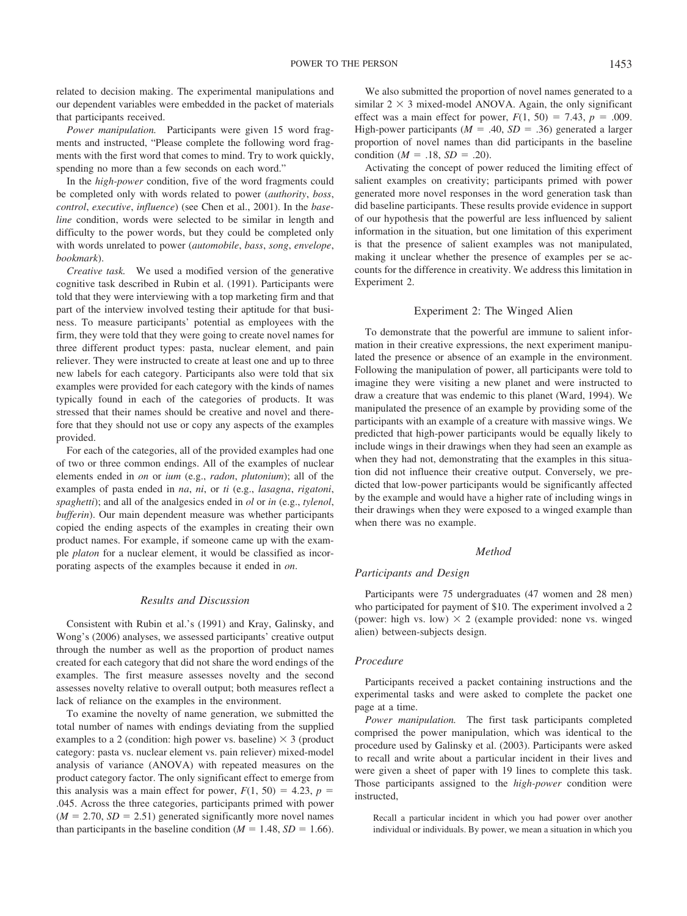related to decision making. The experimental manipulations and our dependent variables were embedded in the packet of materials that participants received.

*Power manipulation.* Participants were given 15 word fragments and instructed, "Please complete the following word fragments with the first word that comes to mind. Try to work quickly, spending no more than a few seconds on each word."

In the *high-power* condition, five of the word fragments could be completed only with words related to power (*authority*, *boss*, *control*, *executive*, *influence*) (see Chen et al., 2001). In the *baseline* condition, words were selected to be similar in length and difficulty to the power words, but they could be completed only with words unrelated to power (*automobile*, *bass*, *song*, *envelope*, *bookmark*).

*Creative task.* We used a modified version of the generative cognitive task described in Rubin et al. (1991). Participants were told that they were interviewing with a top marketing firm and that part of the interview involved testing their aptitude for that business. To measure participants' potential as employees with the firm, they were told that they were going to create novel names for three different product types: pasta, nuclear element, and pain reliever. They were instructed to create at least one and up to three new labels for each category. Participants also were told that six examples were provided for each category with the kinds of names typically found in each of the categories of products. It was stressed that their names should be creative and novel and therefore that they should not use or copy any aspects of the examples provided.

For each of the categories, all of the provided examples had one of two or three common endings. All of the examples of nuclear elements ended in *on* or *ium* (e.g., *radon*, *plutonium*); all of the examples of pasta ended in *na*, *ni*, or *ti* (e.g., *lasagna*, *rigatoni*, *spaghetti*); and all of the analgesics ended in *ol* or *in* (e.g., *tylenol*, *bufferin*). Our main dependent measure was whether participants copied the ending aspects of the examples in creating their own product names. For example, if someone came up with the example *platon* for a nuclear element, it would be classified as incorporating aspects of the examples because it ended in *on*.

### Results and Discussion

Consistent with Rubin et al.'s (1991) and Kray, Galinsky, and Wong's (2006) analyses, we assessed participants' creative output through the number as well as the proportion of product names created for each category that did not share the word endings of the examples. The first measure assesses novelty and the second assesses novelty relative to overall output; both measures reflect a lack of reliance on the examples in the environment.

To examine the novelty of name generation, we submitted the total number of names with endings deviating from the supplied examples to a 2 (condition: high power vs. baseline) $\times$ 3 (product category: pasta vs. nuclear element vs. pain reliever) mixed-model analysis of variance (ANOVA) with repeated measures on the product category factor. The only significant effect to emerge from this analysis was a main effect for power, $F(1, 50) = 4.23$, $p = .045$. Across the three categories, participants primed with power ($M = 2.70$, $SD = 2.51$) generated significantly more novel names than participants in the baseline condition ($M = 1.48$, $SD = 1.66$).

We also submitted the proportion of novel names generated to a similar $2 \times 3$ mixed-model ANOVA. Again, the only significant effect was a main effect for power, $F(1, 50) = 7.43$, $p = .009$. High-power participants ($M = .40$, $SD = .36$) generated a larger proportion of novel names than did participants in the baseline condition ($M = .18$, $SD = .20$).

Activating the concept of power reduced the limiting effect of salient examples on creativity; participants primed with power generated more novel responses in the word generation task than did baseline participants. These results provide evidence in support of our hypothesis that the powerful are less influenced by salient information in the situation, but one limitation of this experiment is that the presence of salient examples was not manipulated, making it unclear whether the presence of examples per se accounts for the difference in creativity. We address this limitation in Experiment 2.

## Experiment 2: The Winged Alien

To demonstrate that the powerful are immune to salient information in their creative expressions, the next experiment manipulated the presence or absence of an example in the environment. Following the manipulation of power, all participants were told to imagine they were visiting a new planet and were instructed to draw a creature that was endemic to this planet (Ward, 1994). We manipulated the presence of an example by providing some of the participants with an example of a creature with massive wings. We predicted that high-power participants would be equally likely to include wings in their drawings when they had seen an example as when they had not, demonstrating that the examples in this situation did not influence their creative output. Conversely, we predicted that low-power participants would be significantly affected by the example and would have a higher rate of including wings in their drawings when they were exposed to a winged example than when there was no example.

### Method

#### Participants and Design

Participants were 75 undergraduates (47 women and 28 men) who participated for payment of \$10. The experiment involved a 2 (power: high vs. low) $\times$ 2 (example provided: none vs. winged alien) between-subjects design.

#### Procedure

Participants received a packet containing instructions and the experimental tasks and were asked to complete the packet one page at a time.

*Power manipulation.* The first task participants completed comprised the power manipulation, which was identical to the procedure used by Galinsky et al. (2003). Participants were asked to recall and write about a particular incident in their lives and were given a sheet of paper with 19 lines to complete this task. Those participants assigned to the *high-power* condition were instructed,

> Recall a particular incident in which you had power over another individual or individuals. By power, we mean a situation in which you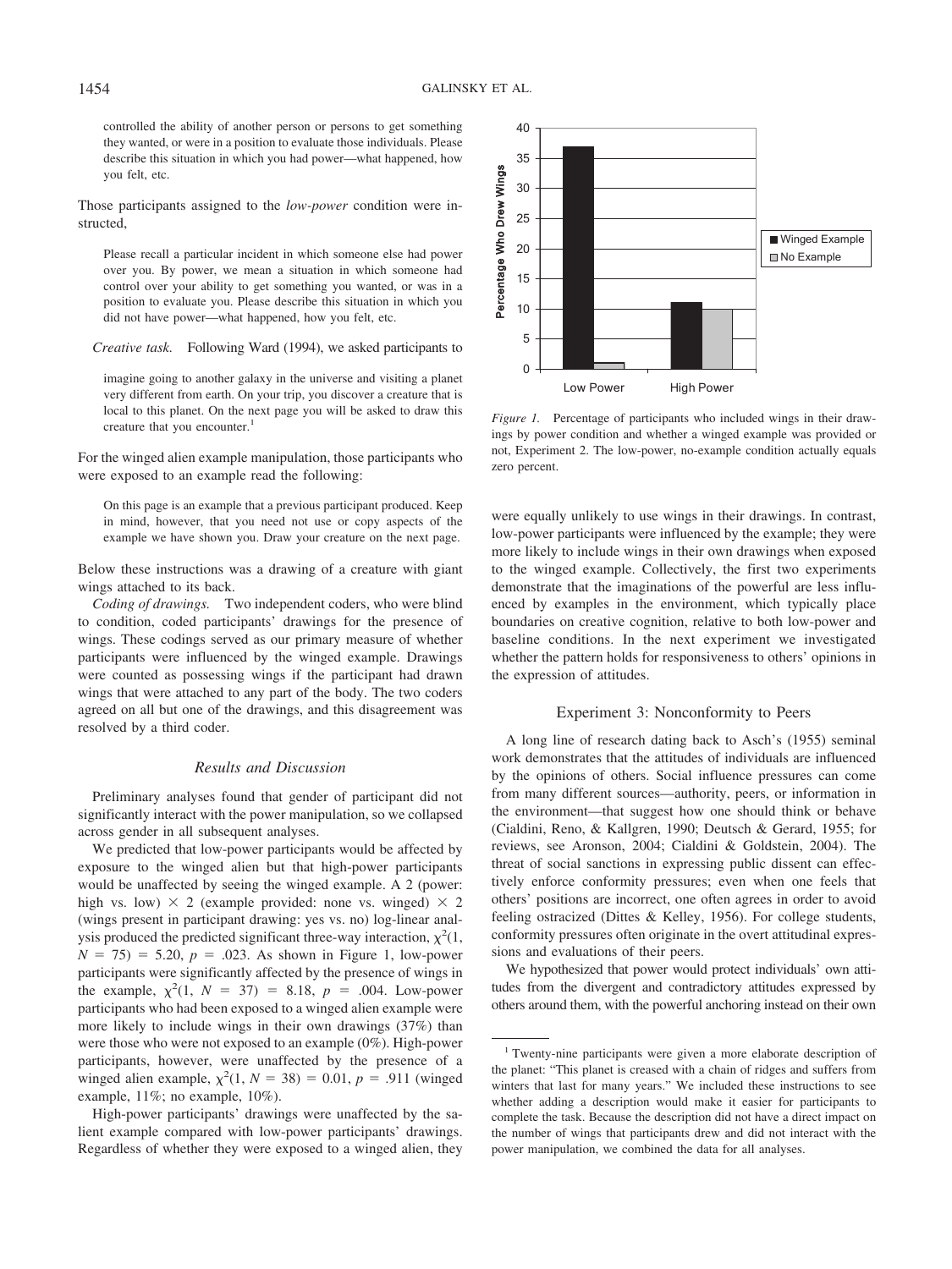controlled the ability of another person or persons to get something they wanted, or were in a position to evaluate those individuals. Please describe this situation in which you had power—what happened, how you felt, etc.

Those participants assigned to the *low-power* condition were instructed,

> Please recall a particular incident in which someone else had power over you. By power, we mean a situation in which someone had control over your ability to get something you wanted, or was in a position to evaluate you. Please describe this situation in which you did not have power—what happened, how you felt, etc.

*Creative task.* Following Ward (1994), we asked participants to

> imagine going to another galaxy in the universe and visiting a planet very different from earth. On your trip, you discover a creature that is local to this planet. On the next page you will be asked to draw this creature that you encounter.[1]

For the winged alien example manipulation, those participants who were exposed to an example read the following:

> On this page is an example that a previous participant produced. Keep in mind, however, that you need not use or copy aspects of the example we have shown you. Draw your creature on the next page.

Below these instructions was a drawing of a creature with giant wings attached to its back.

*Coding of drawings.* Two independent coders, who were blind to condition, coded participants' drawings for the presence of wings. These codings served as our primary measure of whether participants were influenced by the winged example. Drawings were counted as possessing wings if the participant had drawn wings that were attached to any part of the body. The two coders agreed on all but one of the drawings, and this disagreement was resolved by a third coder.

### Results and Discussion

Preliminary analyses found that gender of participant did not significantly interact with the power manipulation, so we collapsed across gender in all subsequent analyses.

We predicted that low-power participants would be affected by exposure to the winged alien but that high-power participants would be unaffected by seeing the winged example. A 2 (power: high vs. low) × 2 (example provided: none vs. winged) × 2 (wings present in participant drawing: yes vs. no) log-linear analysis produced the predicted significant three-way interaction, $\chi^2(1, N = 75) = 5.20$, $p = .023$. As shown in Figure 1, low-power participants were significantly affected by the presence of wings in the example, $\chi^2(1, N = 37) = 8.18$, $p = .004$. Low-power participants who had been exposed to a winged alien example were more likely to include wings in their own drawings (37%) than were those who were not exposed to an example (0%). High-power participants, however, were unaffected by the presence of a winged alien example, $\chi^2(1, N = 38) = 0.01$, $p = .911$ (winged example, 11%; no example, 10%).

High-power participants' drawings were unaffected by the salient example compared with low-power participants' drawings. Regardless of whether they were exposed to a winged alien, they

*Figure 1.* Percentage of participants who included wings in their drawings by power condition and whether a winged example was provided or not, Experiment 2. The low-power, no-example condition actually equals zero percent.

were equally unlikely to use wings in their drawings. In contrast, low-power participants were influenced by the example; they were more likely to include wings in their own drawings when exposed to the winged example. Collectively, the first two experiments demonstrate that the imaginations of the powerful are less influenced by examples in the environment, which typically place boundaries on creative cognition, relative to both low-power and baseline conditions. In the next experiment we investigated whether the pattern holds for responsiveness to others' opinions in the expression of attitudes.

## Experiment 3: Nonconformity to Peers

A long line of research dating back to Asch's (1955) seminal work demonstrates that the attitudes of individuals are influenced by the opinions of others. Social influence pressures can come from many different sources—authority, peers, or information in the environment—that suggest how one should think or behave (Cialdini, Reno, & Kallgren, 1990; Deutsch & Gerard, 1955; for reviews, see Aronson, 2004; Cialdini & Goldstein, 2004). The threat of social sanctions in expressing public dissent can effectively enforce conformity pressures; even when one feels that others' positions are incorrect, one often agrees in order to avoid feeling ostracized (Dittes & Kelley, 1956). For college students, conformity pressures often originate in the overt attitudinal expressions and evaluations of their peers.

We hypothesized that power would protect individuals' own attitudes from the divergent and contradictory attitudes expressed by others around them, with the powerful anchoring instead on their own

[1] Twenty-nine participants were given a more elaborate description of the planet: "This planet is creased with a chain of ridges and suffers from winters that last for many years." We included these instructions to see whether adding a description would make it easier for participants to complete the task. Because the description did not have a direct impact on the number of wings that participants drew and did not interact with the power manipulation, we combined the data for all analyses.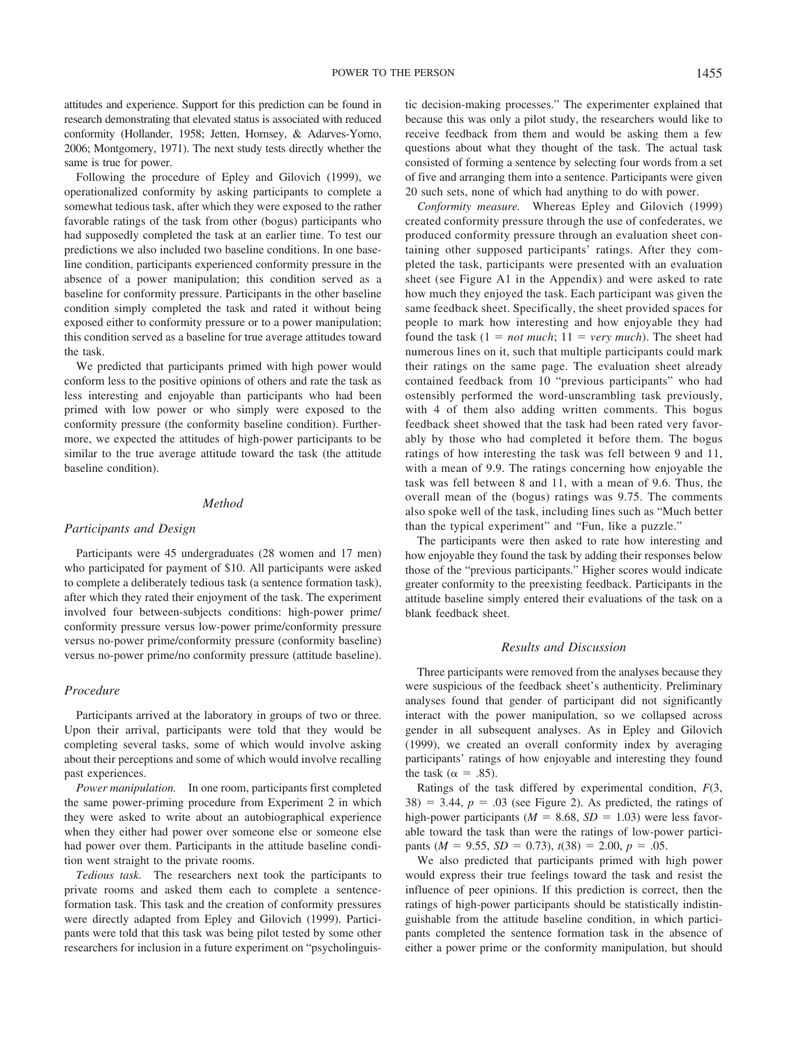attitudes and experience. Support for this prediction can be found in research demonstrating that elevated status is associated with reduced conformity (Hollander, 1958; Jetten, Hornsey, & Adarves-Yorno, 2006; Montgomery, 1971). The next study tests directly whether the same is true for power.

Following the procedure of Epley and Gilovich (1999), we operationalized conformity by asking participants to complete a somewhat tedious task, after which they were exposed to the rather favorable ratings of the task from other (bogus) participants who had supposedly completed the task at an earlier time. To test our predictions we also included two baseline conditions. In one baseline condition, participants experienced conformity pressure in the absence of a power manipulation; this condition served as a baseline for conformity pressure. Participants in the other baseline condition simply completed the task and rated it without being exposed either to conformity pressure or to a power manipulation; this condition served as a baseline for true average attitudes toward the task.

We predicted that participants primed with high power would conform less to the positive opinions of others and rate the task as less interesting and enjoyable than participants who had been primed with low power or who simply were exposed to the conformity pressure (the conformity baseline condition). Furthermore, we expected the attitudes of high-power participants to be similar to the true average attitude toward the task (the attitude baseline condition).

### Method

#### Participants and Design

Participants were 45 undergraduates (28 women and 17 men) who participated for payment of \$10. All participants were asked to complete a deliberately tedious task (a sentence formation task), after which they rated their enjoyment of the task. The experiment involved four between-subjects conditions: high-power prime/conformity pressure versus low-power prime/conformity pressure versus no-power prime/conformity pressure (conformity baseline) versus no-power prime/no conformity pressure (attitude baseline).

#### Procedure

Participants arrived at the laboratory in groups of two or three. Upon their arrival, participants were told that they would be completing several tasks, some of which would involve asking about their perceptions and some of which would involve recalling past experiences.

*Power manipulation.* In one room, participants first completed the same power-priming procedure from Experiment 2 in which they were asked to write about an autobiographical experience when they either had power over someone else or someone else had power over them. Participants in the attitude baseline condition went straight to the private rooms.

*Tedious task.* The researchers next took the participants to private rooms and asked them each to complete a sentence-formation task. This task and the creation of conformity pressures were directly adapted from Epley and Gilovich (1999). Participants were told that this task was being pilot tested by some other researchers for inclusion in a future experiment on "psycholinguistic decision-making processes." The experimenter explained that because this was only a pilot study, the researchers would like to receive feedback from them and would be asking them a few questions about what they thought of the task. The actual task consisted of forming a sentence by selecting four words from a set of five and arranging them into a sentence. Participants were given 20 such sets, none of which had anything to do with power.

*Conformity measure.* Whereas Epley and Gilovich (1999) created conformity pressure through the use of confederates, we produced conformity pressure through an evaluation sheet containing other supposed participants' ratings. After they completed the task, participants were presented with an evaluation sheet (see Figure A1 in the Appendix) and were asked to rate how much they enjoyed the task. Each participant was given the same feedback sheet. Specifically, the sheet provided spaces for people to mark how interesting and how enjoyable they had found the task (1 = *not much*; 11 = *very much*). The sheet had numerous lines on it, such that multiple participants could mark their ratings on the same page. The evaluation sheet already contained feedback from 10 "previous participants" who had ostensibly performed the word-unscrambling task previously, with 4 of them also adding written comments. This bogus feedback sheet showed that the task had been rated very favorably by those who had completed it before them. The bogus ratings of how interesting the task was fell between 9 and 11, with a mean of 9.9. The ratings concerning how enjoyable the task was fell between 8 and 11, with a mean of 9.6. Thus, the overall mean of the (bogus) ratings was 9.75. The comments also spoke well of the task, including lines such as "Much better than the typical experiment" and "Fun, like a puzzle."

The participants were then asked to rate how interesting and how enjoyable they found the task by adding their responses below those of the "previous participants." Higher scores would indicate greater conformity to the preexisting feedback. Participants in the attitude baseline simply entered their evaluations of the task on a blank feedback sheet.

### Results and Discussion

Three participants were removed from the analyses because they were suspicious of the feedback sheet's authenticity. Preliminary analyses found that gender of participant did not significantly interact with the power manipulation, so we collapsed across gender in all subsequent analyses. As in Epley and Gilovich (1999), we created an overall conformity index by averaging participants' ratings of how enjoyable and interesting they found the task ($\alpha$ = .85).

Ratings of the task differed by experimental condition, $F(3, 38) = 3.44$, $p = .03$ (see Figure 2). As predicted, the ratings of high-power participants ($M = 8.68$, $SD = 1.03$) were less favorable toward the task than were the ratings of low-power participants ($M = 9.55$, $SD = 0.73$), $t(38) = 2.00$, $p = .05$.

We also predicted that participants primed with high power would express their true feelings toward the task and resist the influence of peer opinions. If this prediction is correct, then the ratings of high-power participants should be statistically indistinguishable from the attitude baseline condition, in which participants completed the sentence formation task in the absence of either a power prime or the conformity manipulation, but should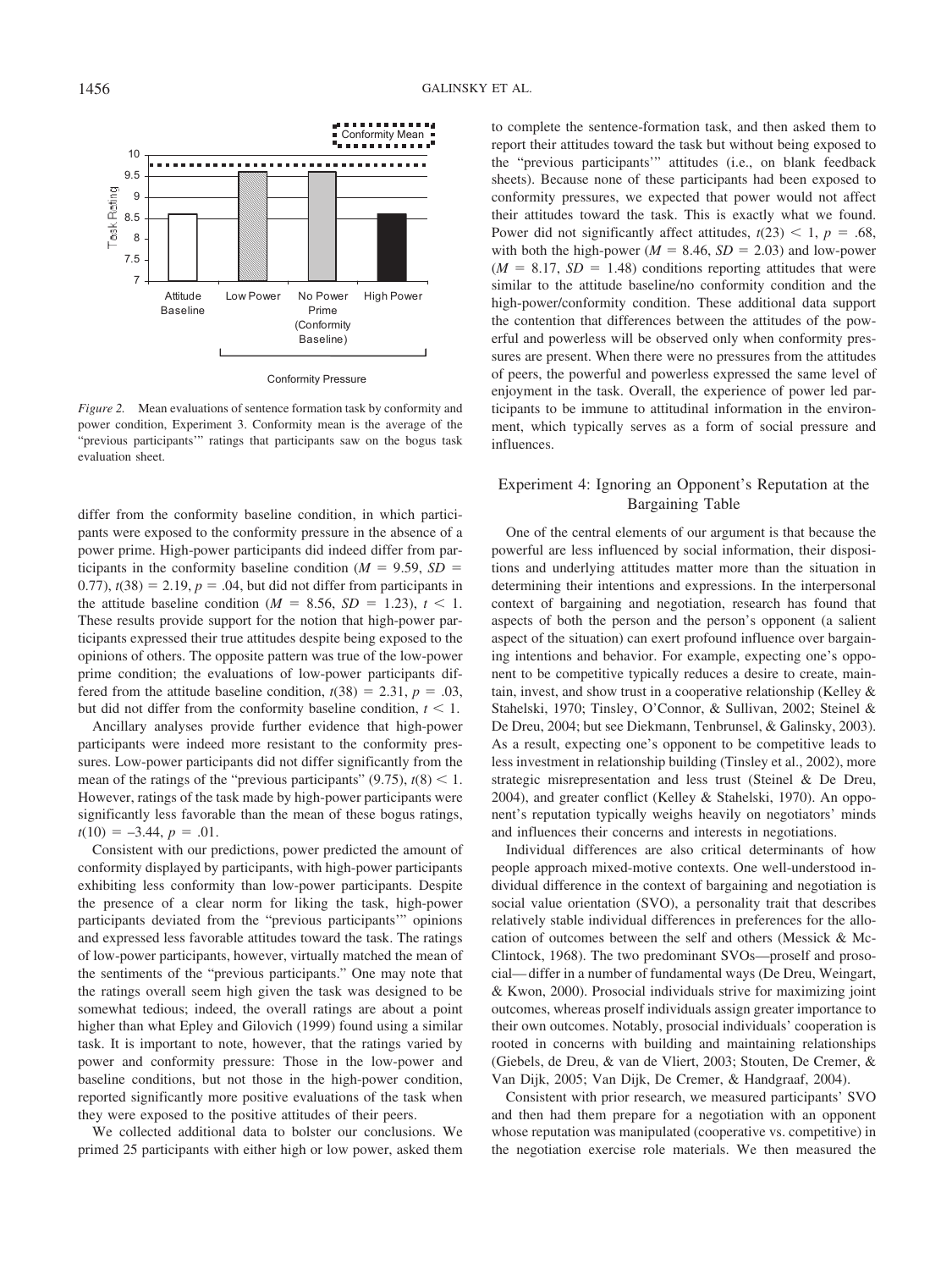*Figure 2.* Mean evaluations of sentence formation task by conformity and power condition, Experiment 3. Conformity mean is the average of the "previous participants'" ratings that participants saw on the bogus task evaluation sheet.

differ from the conformity baseline condition, in which participants were exposed to the conformity pressure in the absence of a power prime. High-power participants did indeed differ from participants in the conformity baseline condition ($M = 9.59$, $SD = 0.77$), $t(38) = 2.19$, $p = .04$, but did not differ from participants in the attitude baseline condition ($M = 8.56$, $SD = 1.23$), $t < 1$. These results provide support for the notion that high-power participants expressed their true attitudes despite being exposed to the opinions of others. The opposite pattern was true of the low-power prime condition; the evaluations of low-power participants differed from the attitude baseline condition, $t(38) = 2.31$, $p = .03$, but did not differ from the conformity baseline condition, $t < 1$.

Ancillary analyses provide further evidence that high-power participants were indeed more resistant to the conformity pressures. Low-power participants did not differ significantly from the mean of the ratings of the "previous participants" (9.75), $t(8) < 1$. However, ratings of the task made by high-power participants were significantly less favorable than the mean of these bogus ratings, $t(10) = -3.44$, $p = .01$.

Consistent with our predictions, power predicted the amount of conformity displayed by participants, with high-power participants exhibiting less conformity than low-power participants. Despite the presence of a clear norm for liking the task, high-power participants deviated from the "previous participants'" opinions and expressed less favorable attitudes toward the task. The ratings of low-power participants, however, virtually matched the mean of the sentiments of the "previous participants." One may note that the ratings overall seem high given the task was designed to be somewhat tedious; indeed, the overall ratings are about a point higher than what Epley and Gilovich (1999) found using a similar task. It is important to note, however, that the ratings varied by power and conformity pressure: Those in the low-power and baseline conditions, but not those in the high-power condition, reported significantly more positive evaluations of the task when they were exposed to the positive attitudes of their peers.

We collected additional data to bolster our conclusions. We primed 25 participants with either high or low power, asked them to complete the sentence-formation task, and then asked them to report their attitudes toward the task but without being exposed to the "previous participants'" attitudes (i.e., on blank feedback sheets). Because none of these participants had been exposed to conformity pressures, we expected that power would not affect their attitudes toward the task. This is exactly what we found. Power did not significantly affect attitudes, $t(23) < 1$, $p = .68$, with both the high-power ($M = 8.46$, $SD = 2.03$) and low-power ($M = 8.17$, $SD = 1.48$) conditions reporting attitudes that were similar to the attitude baseline/no conformity condition and the high-power/conformity condition. These additional data support the contention that differences between the attitudes of the powerful and powerless will be observed only when conformity pressures are present. When there were no pressures from the attitudes of peers, the powerful and powerless expressed the same level of enjoyment in the task. Overall, the experience of power led participants to be immune to attitudinal information in the environment, which typically serves as a form of social pressure and influences.

## Experiment 4: Ignoring an Opponent's Reputation at the Bargaining Table

One of the central elements of our argument is that because the powerful are less influenced by social information, their dispositions and underlying attitudes matter more than the situation in determining their intentions and expressions. In the interpersonal context of bargaining and negotiation, research has found that aspects of both the person and the person's opponent (a salient aspect of the situation) can exert profound influence over bargaining intentions and behavior. For example, expecting one's opponent to be competitive typically reduces a desire to create, maintain, invest, and show trust in a cooperative relationship (Kelley & Stahelski, 1970; Tinsley, O'Connor, & Sullivan, 2002; Steinel & De Dreu, 2004; but see Diekmann, Tenbrunsel, & Galinsky, 2003). As a result, expecting one's opponent to be competitive leads to less investment in relationship building (Tinsley et al., 2002), more strategic misrepresentation and less trust (Steinel & De Dreu, 2004), and greater conflict (Kelley & Stahelski, 1970). An opponent's reputation typically weighs heavily on negotiators' minds and influences their concerns and interests in negotiations.

Individual differences are also critical determinants of how people approach mixed-motive contexts. One well-understood individual difference in the context of bargaining and negotiation is social value orientation (SVO), a personality trait that describes relatively stable individual differences in preferences for the allocation of outcomes between the self and others (Messick & McClintock, 1968). The two predominant SVOs—proself and prosocial—differ in a number of fundamental ways (De Dreu, Weingart, & Kwon, 2000). Prosocial individuals strive for maximizing joint outcomes, whereas proself individuals assign greater importance to their own outcomes. Notably, prosocial individuals' cooperation is rooted in concerns with building and maintaining relationships (Giebels, de Dreu, & van de Vliert, 2003; Stouten, De Cremer, & Van Dijk, 2005; Van Dijk, De Cremer, & Handgraaf, 2004).

Consistent with prior research, we measured participants' SVO and then had them prepare for a negotiation with an opponent whose reputation was manipulated (cooperative vs. competitive) in the negotiation exercise role materials. We then measured the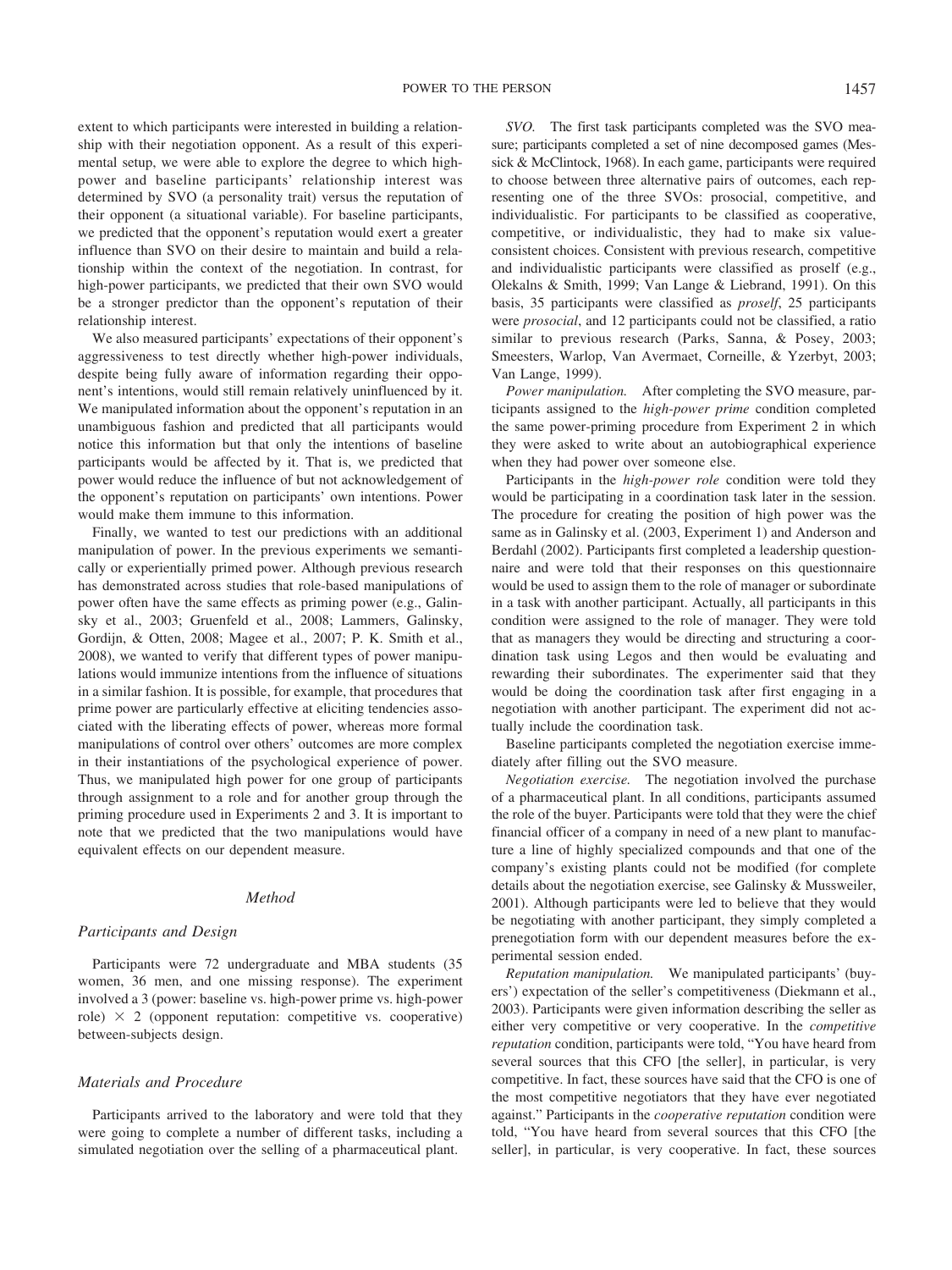extent to which participants were interested in building a relationship with their negotiation opponent. As a result of this experimental setup, we were able to explore the degree to which high-power and baseline participants' relationship interest was determined by SVO (a personality trait) versus the reputation of their opponent (a situational variable). For baseline participants, we predicted that the opponent's reputation would exert a greater influence than SVO on their desire to maintain and build a relationship within the context of the negotiation. In contrast, for high-power participants, we predicted that their own SVO would be a stronger predictor than the opponent's reputation of their relationship interest.

We also measured participants' expectations of their opponent's aggressiveness to test directly whether high-power individuals, despite being fully aware of information regarding their opponent's intentions, would still remain relatively uninfluenced by it. We manipulated information about the opponent's reputation in an unambiguous fashion and predicted that all participants would notice this information but that only the intentions of baseline participants would be affected by it. That is, we predicted that power would reduce the influence of but not acknowledgement of the opponent's reputation on participants' own intentions. Power would make them immune to this information.

Finally, we wanted to test our predictions with an additional manipulation of power. In the previous experiments we semantically or experientially primed power. Although previous research has demonstrated across studies that role-based manipulations of power often have the same effects as priming power (e.g., Galinsky et al., 2003; Gruenfeld et al., 2008; Lammers, Galinsky, Gordijn, & Otten, 2008; Magee et al., 2007; P. K. Smith et al., 2008), we wanted to verify that different types of power manipulations would immunize intentions from the influence of situations in a similar fashion. It is possible, for example, that procedures that prime power are particularly effective at eliciting tendencies associated with the liberating effects of power, whereas more formal manipulations of control over others' outcomes are more complex in their instantiations of the psychological experience of power. Thus, we manipulated high power for one group of participants through assignment to a role and for another group through the priming procedure used in Experiments 2 and 3. It is important to note that we predicted that the two manipulations would have equivalent effects on our dependent measure.

### Method

#### Participants and Design

Participants were 72 undergraduate and MBA students (35 women, 36 men, and one missing response). The experiment involved a 3 (power: baseline vs. high-power prime vs. high-power role) × 2 (opponent reputation: competitive vs. cooperative) between-subjects design.

#### Materials and Procedure

Participants arrived to the laboratory and were told that they were going to complete a number of different tasks, including a simulated negotiation over the selling of a pharmaceutical plant.

*SVO.* The first task participants completed was the SVO measure; participants completed a set of nine decomposed games (Messick & McClintock, 1968). In each game, participants were required to choose between three alternative pairs of outcomes, each representing one of the three SVOs: prosocial, competitive, and individualistic. For participants to be classified as cooperative, competitive, or individualistic, they had to make six value-consistent choices. Consistent with previous research, competitive and individualistic participants were classified as proself (e.g., Olekalns & Smith, 1999; Van Lange & Liebrand, 1991). On this basis, 35 participants were classified as *proself*, 25 participants were *prosocial*, and 12 participants could not be classified, a ratio similar to previous research (Parks, Sanna, & Posey, 2003; Smeesters, Warlop, Van Avermaet, Corneille, & Yzerbyt, 2003; Van Lange, 1999).

*Power manipulation.* After completing the SVO measure, participants assigned to the *high-power prime* condition completed the same power-priming procedure from Experiment 2 in which they were asked to write about an autobiographical experience when they had power over someone else.

Participants in the *high-power role* condition were told they would be participating in a coordination task later in the session. The procedure for creating the position of high power was the same as in Galinsky et al. (2003, Experiment 1) and Anderson and Berdahl (2002). Participants first completed a leadership questionnaire and were told that their responses on this questionnaire would be used to assign them to the role of manager or subordinate in a task with another participant. Actually, all participants in this condition were assigned to the role of manager. They were told that as managers they would be directing and structuring a coordination task using Legos and then would be evaluating and rewarding their subordinates. The experimenter said that they would be doing the coordination task after first engaging in a negotiation with another participant. The experiment did not actually include the coordination task.

Baseline participants completed the negotiation exercise immediately after filling out the SVO measure.

*Negotiation exercise.* The negotiation involved the purchase of a pharmaceutical plant. In all conditions, participants assumed the role of the buyer. Participants were told that they were the chief financial officer of a company in need of a new plant to manufacture a line of highly specialized compounds and that one of the company's existing plants could not be modified (for complete details about the negotiation exercise, see Galinsky & Mussweiler, 2001). Although participants were led to believe that they would be negotiating with another participant, they simply completed a prenegotiation form with our dependent measures before the experimental session ended.

*Reputation manipulation.* We manipulated participants' (buyers') expectation of the seller's competitiveness (Diekmann et al., 2003). Participants were given information describing the seller as either very competitive or very cooperative. In the *competitive reputation* condition, participants were told, "You have heard from several sources that this CFO [the seller], in particular, is very competitive. In fact, these sources have said that the CFO is one of the most competitive negotiators that they have ever negotiated against." Participants in the *cooperative reputation* condition were told, "You have heard from several sources that this CFO [the seller], in particular, is very cooperative. In fact, these sources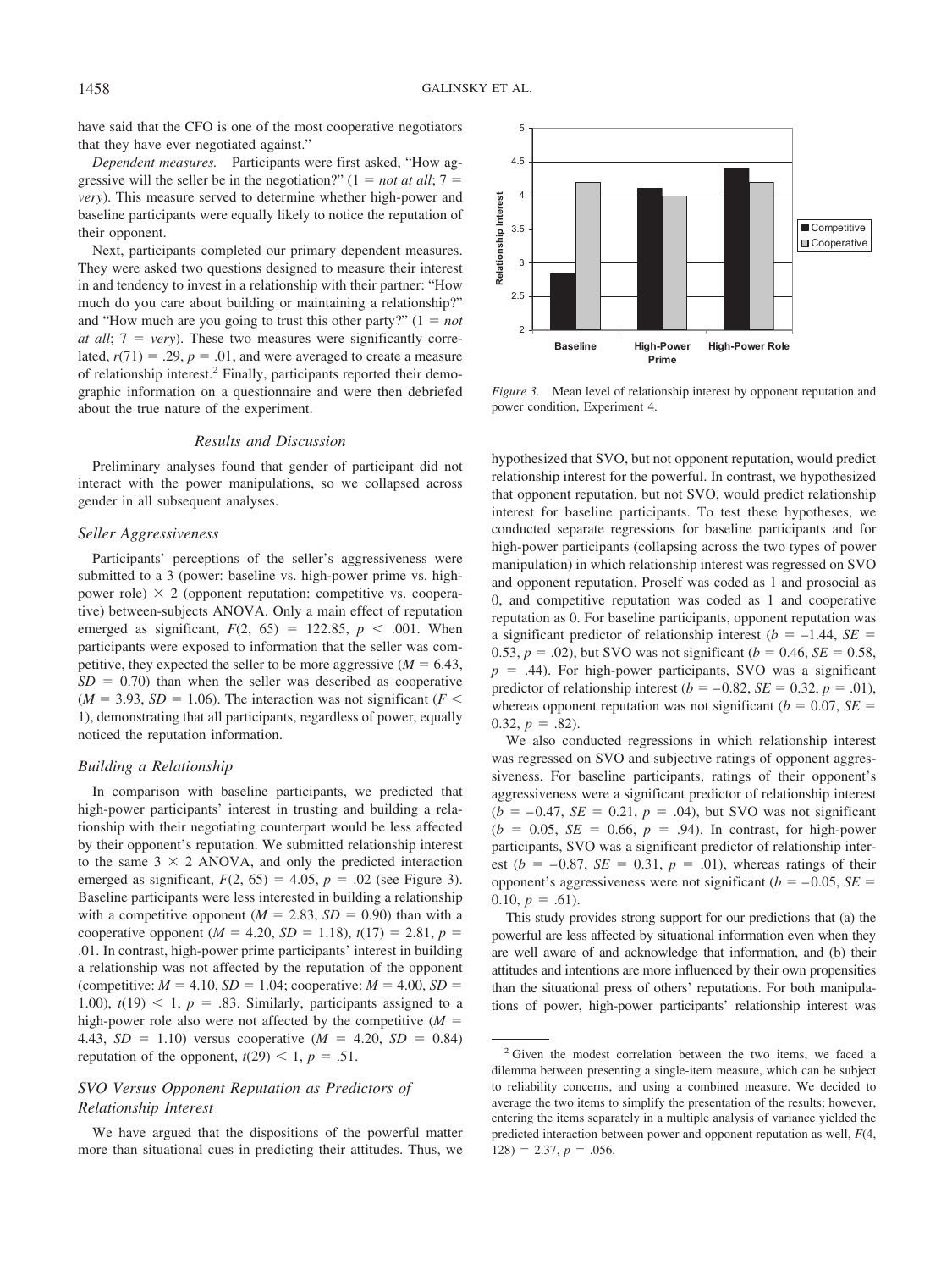have said that the CFO is one of the most cooperative negotiators that they have ever negotiated against."

*Dependent measures.* Participants were first asked, "How aggressive will the seller be in the negotiation?" (1 = *not at all*; 7 = *very*). This measure served to determine whether high-power and baseline participants were equally likely to notice the reputation of their opponent.

Next, participants completed our primary dependent measures. They were asked two questions designed to measure their interest in and tendency to invest in a relationship with their partner: "How much do you care about building or maintaining a relationship?" and "How much are you going to trust this other party?" (1 = *not at all*; 7 = *very*). These two measures were significantly correlated, $r(71) = .29$, $p = .01$, and were averaged to create a measure of relationship interest.[2] Finally, participants reported their demographic information on a questionnaire and were then debriefed about the true nature of the experiment.

## Results and Discussion

Preliminary analyses found that gender of participant did not interact with the power manipulations, so we collapsed across gender in all subsequent analyses.

### Seller Aggressiveness

Participants' perceptions of the seller's aggressiveness were submitted to a 3 (power: baseline vs. high-power prime vs. high-power role) × 2 (opponent reputation: competitive vs. cooperative) between-subjects ANOVA. Only a main effect of reputation emerged as significant, $F(2, 65) = 122.85$, $p < .001$. When participants were exposed to information that the seller was competitive, they expected the seller to be more aggressive ($M = 6.43$, $SD = 0.70$) than when the seller was described as cooperative ($M = 3.93$, $SD = 1.06$). The interaction was not significant ($F < 1$), demonstrating that all participants, regardless of power, equally noticed the reputation information.

### Building a Relationship

In comparison with baseline participants, we predicted that high-power participants' interest in trusting and building a relationship with their negotiating counterpart would be less affected by their opponent's reputation. We submitted relationship interest to the same 3 × 2 ANOVA, and only the predicted interaction emerged as significant, $F(2, 65) = 4.05$, $p = .02$ (see Figure 3). Baseline participants were less interested in building a relationship with a competitive opponent ($M = 2.83$, $SD = 0.90$) than with a cooperative opponent ($M = 4.20$, $SD = 1.18$), $t(17) = 2.81$, $p = .01$. In contrast, high-power prime participants' interest in building a relationship was not affected by the reputation of the opponent (competitive: $M = 4.10$, $SD = 1.04$; cooperative: $M = 4.00$, $SD = 1.00$), $t(19) < 1$, $p = .83$. Similarly, participants assigned to a high-power role also were not affected by the competitive ($M = 4.43$, $SD = 1.10$) versus cooperative ($M = 4.20$, $SD = 0.84$) reputation of the opponent, $t(29) < 1$, $p = .51$.

### SVO Versus Opponent Reputation as Predictors of Relationship Interest

We have argued that the dispositions of the powerful matter more than situational cues in predicting their attitudes. Thus, we hypothesized that SVO, but not opponent reputation, would predict relationship interest for the powerful. In contrast, we hypothesized that opponent reputation, but not SVO, would predict relationship interest for baseline participants. To test these hypotheses, we conducted separate regressions for baseline participants and for high-power participants (collapsing across the two types of power manipulation) in which relationship interest was regressed on SVO and opponent reputation. Proself was coded as 1 and prosocial as 0, and competitive reputation was coded as 1 and cooperative reputation as 0. For baseline participants, opponent reputation was a significant predictor of relationship interest ($b = -1.44$, $SE = 0.53$, $p = .02$), but SVO was not significant ($b = 0.46$, $SE = 0.58$, $p = .44$). For high-power participants, SVO was a significant predictor of relationship interest ($b = -0.82$, $SE = 0.32$, $p = .01$), whereas opponent reputation was not significant ($b = 0.07$, $SE = 0.32$, $p = .82$).

We also conducted regressions in which relationship interest was regressed on SVO and subjective ratings of opponent aggressiveness. For baseline participants, ratings of their opponent's aggressiveness were a significant predictor of relationship interest ($b = -0.47$, $SE = 0.21$, $p = .04$), but SVO was not significant ($b = 0.05$, $SE = 0.66$, $p = .94$). In contrast, for high-power participants, SVO was a significant predictor of relationship interest ($b = -0.87$, $SE = 0.31$, $p = .01$), whereas ratings of their opponent's aggressiveness were not significant ($b = -0.05$, $SE = 0.10$, $p = .61$).

This study provides strong support for our predictions that (a) the powerful are less affected by situational information even when they are well aware of and acknowledge that information, and (b) their attitudes and intentions are more influenced by their own propensities than the situational press of others' reputations. For both manipulations of power, high-power participants' relationship interest was

*Figure 3.* Mean level of relationship interest by opponent reputation and power condition, Experiment 4.

[2] Given the modest correlation between the two items, we faced a dilemma between presenting a single-item measure, which can be subject to reliability concerns, and using a combined measure. We decided to average the two items to simplify the presentation of the results; however, entering the items separately in a multiple analysis of variance yielded the predicted interaction between power and opponent reputation as well, $F(4, 128) = 2.37$, $p = .056$.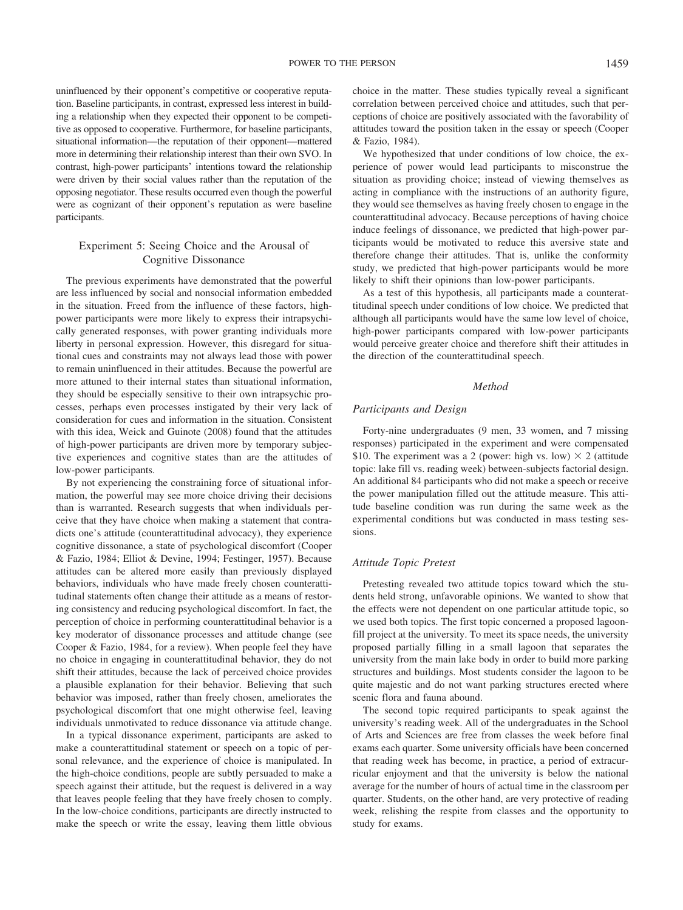uninfluenced by their opponent's competitive or cooperative reputation. Baseline participants, in contrast, expressed less interest in building a relationship when they expected their opponent to be competitive as opposed to cooperative. Furthermore, for baseline participants, situational information—the reputation of their opponent—mattered more in determining their relationship interest than their own SVO. In contrast, high-power participants' intentions toward the relationship were driven by their social values rather than the reputation of the opposing negotiator. These results occurred even though the powerful were as cognizant of their opponent's reputation as were baseline participants.

## Experiment 5: Seeing Choice and the Arousal of Cognitive Dissonance

The previous experiments have demonstrated that the powerful are less influenced by social and nonsocial information embedded in the situation. Freed from the influence of these factors, high-power participants were more likely to express their intrapsychically generated responses, with power granting individuals more liberty in personal expression. However, this disregard for situational cues and constraints may not always lead those with power to remain uninfluenced in their attitudes. Because the powerful are more attuned to their internal states than situational information, they should be especially sensitive to their own intrapsychic processes, perhaps even processes instigated by their very lack of consideration for cues and information in the situation. Consistent with this idea, Weick and Guinote (2008) found that the attitudes of high-power participants are driven more by temporary subjective experiences and cognitive states than are the attitudes of low-power participants.

By not experiencing the constraining force of situational information, the powerful may see more choice driving their decisions than is warranted. Research suggests that when individuals perceive that they have choice when making a statement that contradicts one's attitude (counterattitudinal advocacy), they experience cognitive dissonance, a state of psychological discomfort (Cooper & Fazio, 1984; Elliot & Devine, 1994; Festinger, 1957). Because attitudes can be altered more easily than previously displayed behaviors, individuals who have made freely chosen counterattitudinal statements often change their attitude as a means of restoring consistency and reducing psychological discomfort. In fact, the perception of choice in performing counterattitudinal behavior is a key moderator of dissonance processes and attitude change (see Cooper & Fazio, 1984, for a review). When people feel they have no choice in engaging in counterattitudinal behavior, they do not shift their attitudes, because the lack of perceived choice provides a plausible explanation for their behavior. Believing that such behavior was imposed, rather than freely chosen, ameliorates the psychological discomfort that one might otherwise feel, leaving individuals unmotivated to reduce dissonance via attitude change.

In a typical dissonance experiment, participants are asked to make a counterattitudinal statement or speech on a topic of personal relevance, and the experience of choice is manipulated. In the high-choice conditions, people are subtly persuaded to make a speech against their attitude, but the request is delivered in a way that leaves people feeling that they have freely chosen to comply. In the low-choice conditions, participants are directly instructed to make the speech or write the essay, leaving them little obvious choice in the matter. These studies typically reveal a significant correlation between perceived choice and attitudes, such that perceptions of choice are positively associated with the favorability of attitudes toward the position taken in the essay or speech (Cooper & Fazio, 1984).

We hypothesized that under conditions of low choice, the experience of power would lead participants to misconstrue the situation as providing choice; instead of viewing themselves as acting in compliance with the instructions of an authority figure, they would see themselves as having freely chosen to engage in the counterattitudinal advocacy. Because perceptions of having choice induce feelings of dissonance, we predicted that high-power participants would be motivated to reduce this aversive state and therefore change their attitudes. That is, unlike the conformity study, we predicted that high-power participants would be more likely to shift their opinions than low-power participants.

As a test of this hypothesis, all participants made a counterattitudinal speech under conditions of low choice. We predicted that although all participants would have the same low level of choice, high-power participants compared with low-power participants would perceive greater choice and therefore shift their attitudes in the direction of the counterattitudinal speech.

### *Method*

#### *Participants and Design*

Forty-nine undergraduates (9 men, 33 women, and 7 missing responses) participated in the experiment and were compensated \$10. The experiment was a 2 (power: high vs. low) × 2 (attitude topic: lake fill vs. reading week) between-subjects factorial design. An additional 84 participants who did not make a speech or receive the power manipulation filled out the attitude measure. This attitude baseline condition was run during the same week as the experimental conditions but was conducted in mass testing sessions.

#### *Attitude Topic Pretest*

Pretesting revealed two attitude topics toward which the students held strong, unfavorable opinions. We wanted to show that the effects were not dependent on one particular attitude topic, so we used both topics. The first topic concerned a proposed lagoon-fill project at the university. To meet its space needs, the university proposed partially filling in a small lagoon that separates the university from the main lake body in order to build more parking structures and buildings. Most students consider the lagoon to be quite majestic and do not want parking structures erected where scenic flora and fauna abound.

The second topic required participants to speak against the university's reading week. All of the undergraduates in the School of Arts and Sciences are free from classes the week before final exams each quarter. Some university officials have been concerned that reading week has become, in practice, a period of extracurricular enjoyment and that the university is below the national average for the number of hours of actual time in the classroom per quarter. Students, on the other hand, are very protective of reading week, relishing the respite from classes and the opportunity to study for exams.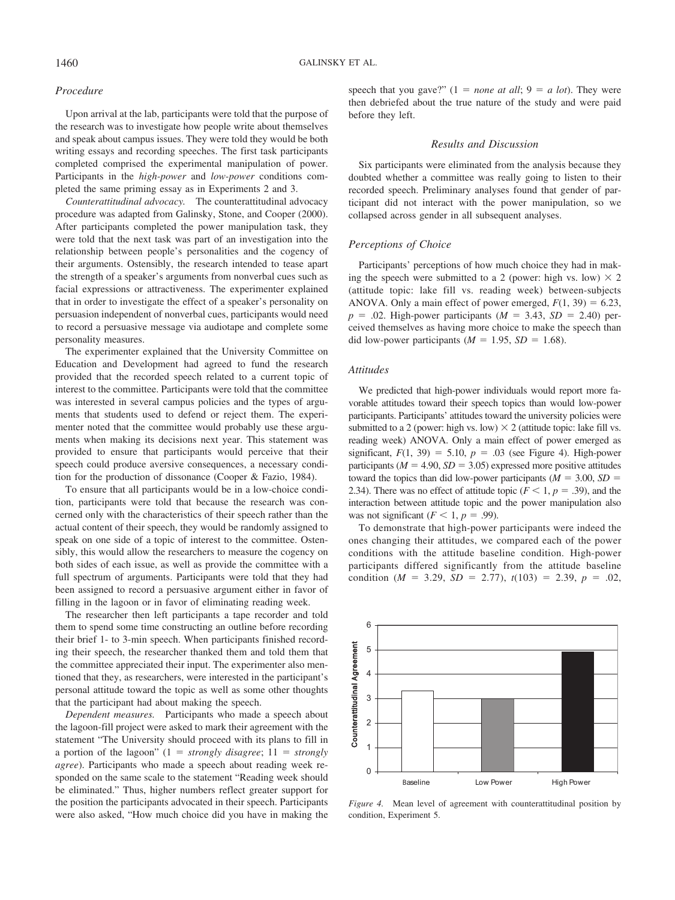### Procedure

Upon arrival at the lab, participants were told that the purpose of the research was to investigate how people write about themselves and speak about campus issues. They were told they would be both writing essays and recording speeches. The first task participants completed comprised the experimental manipulation of power. Participants in the *high-power* and *low-power* conditions completed the same priming essay as in Experiments 2 and 3.

*Counterattitudinal advocacy.* The counterattitudinal advocacy procedure was adapted from Galinsky, Stone, and Cooper (2000). After participants completed the power manipulation task, they were told that the next task was part of an investigation into the relationship between people's personalities and the cogency of their arguments. Ostensibly, the research intended to tease apart the strength of a speaker's arguments from nonverbal cues such as facial expressions or attractiveness. The experimenter explained that in order to investigate the effect of a speaker's personality on persuasion independent of nonverbal cues, participants would need to record a persuasive message via audiotape and complete some personality measures.

The experimenter explained that the University Committee on Education and Development had agreed to fund the research provided that the recorded speech related to a current topic of interest to the committee. Participants were told that the committee was interested in several campus policies and the types of arguments that students used to defend or reject them. The experimenter noted that the committee would probably use these arguments when making its decisions next year. This statement was provided to ensure that participants would perceive that their speech could produce aversive consequences, a necessary condition for the production of dissonance (Cooper & Fazio, 1984).

To ensure that all participants would be in a low-choice condition, participants were told that because the research was concerned only with the characteristics of their speech rather than the actual content of their speech, they would be randomly assigned to speak on one side of a topic of interest to the committee. Ostensibly, this would allow the researchers to measure the cogency on both sides of each issue, as well as provide the committee with a full spectrum of arguments. Participants were told that they had been assigned to record a persuasive argument either in favor of filling in the lagoon or in favor of eliminating reading week.

The researcher then left participants a tape recorder and told them to spend some time constructing an outline before recording their brief 1- to 3-min speech. When participants finished recording their speech, the researcher thanked them and told them that the committee appreciated their input. The experimenter also mentioned that they, as researchers, were interested in the participant's personal attitude toward the topic as well as some other thoughts that the participant had about making the speech.

*Dependent measures.* Participants who made a speech about the lagoon-fill project were asked to mark their agreement with the statement "The University should proceed with its plans to fill in a portion of the lagoon" (1 = *strongly disagree*; 11 = *strongly agree*). Participants who made a speech about reading week responded on the same scale to the statement "Reading week should be eliminated." Thus, higher numbers reflect greater support for the position the participants advocated in their speech. Participants were also asked, "How much choice did you have in making the speech that you gave?" (1 = *none at all*; 9 = *a lot*). They were then debriefed about the true nature of the study and were paid before they left.

### Results and Discussion

Six participants were eliminated from the analysis because they doubted whether a committee was really going to listen to their recorded speech. Preliminary analyses found that gender of participant did not interact with the power manipulation, so we collapsed across gender in all subsequent analyses.

### Perceptions of Choice

Participants' perceptions of how much choice they had in making the speech were submitted to a 2 (power: high vs. low) × 2 (attitude topic: lake fill vs. reading week) between-subjects ANOVA. Only a main effect of power emerged, $F(1, 39) = 6.23$, $p = .02$. High-power participants ($M = 3.43$, $SD = 2.40$) perceived themselves as having more choice to make the speech than did low-power participants ($M = 1.95$, $SD = 1.68$).

### Attitudes

We predicted that high-power individuals would report more favorable attitudes toward their speech topics than would low-power participants. Participants' attitudes toward the university policies were submitted to a 2 (power: high vs. low) × 2 (attitude topic: lake fill vs. reading week) ANOVA. Only a main effect of power emerged as significant, $F(1, 39) = 5.10$, $p = .03$ (see Figure 4). High-power participants ($M = 4.90$, $SD = 3.05$) expressed more positive attitudes toward the topics than did low-power participants ($M = 3.00$, $SD = 2.34$). There was no effect of attitude topic ($F < 1$, $p = .39$), and the interaction between attitude topic and the power manipulation also was not significant ($F < 1$, $p = .99$).

To demonstrate that high-power participants were indeed the ones changing their attitudes, we compared each of the power conditions with the attitude baseline condition. High-power participants differed significantly from the attitude baseline condition ($M = 3.29$, $SD = 2.77$), $t(103) = 2.39$, $p = .02$,

Counterattitudinal Agreement
6
5
4
3
2
1
0
Baseline
Low Power
High Power

*Figure 4.* Mean level of agreement with counterattitudinal position by condition, Experiment 5.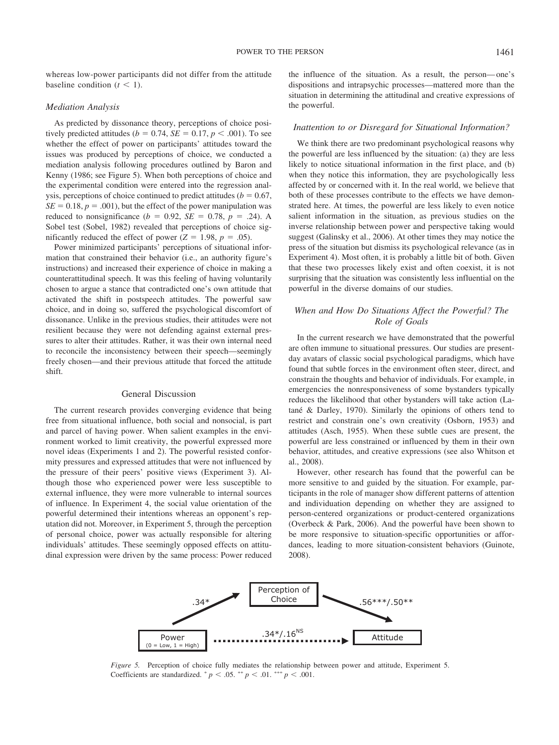whereas low-power participants did not differ from the attitude baseline condition ($t < 1$).

### *Mediation Analysis*

As predicted by dissonance theory, perceptions of choice positively predicted attitudes ($b = 0.74$, $SE = 0.17$, $p < .001$). To see whether the effect of power on participants' attitudes toward the issues was produced by perceptions of choice, we conducted a mediation analysis following procedures outlined by Baron and Kenny (1986; see Figure 5). When both perceptions of choice and the experimental condition were entered into the regression analysis, perceptions of choice continued to predict attitudes ($b = 0.67$, $SE = 0.18$, $p = .001$), but the effect of the power manipulation was reduced to nonsignificance ($b = 0.92$, $SE = 0.78$, $p = .24$). A Sobel test (Sobel, 1982) revealed that perceptions of choice significantly reduced the effect of power ($Z = 1.98$, $p = .05$).

Power minimized participants' perceptions of situational information that constrained their behavior (i.e., an authority figure's instructions) and increased their experience of choice in making a counterattitudinal speech. It was this feeling of having voluntarily chosen to argue a stance that contradicted one's own attitude that activated the shift in postspeech attitudes. The powerful saw choice, and in doing so, suffered the psychological discomfort of dissonance. Unlike in the previous studies, their attitudes were not resilient because they were not defending against external pressures to alter their attitudes. Rather, it was their own internal need to reconcile the inconsistency between their speech—seemingly freely chosen—and their previous attitude that forced the attitude shift.

## General Discussion

The current research provides converging evidence that being free from situational influence, both social and nonsocial, is part and parcel of having power. When salient examples in the environment worked to limit creativity, the powerful expressed more novel ideas (Experiments 1 and 2). The powerful resisted conformity pressures and expressed attitudes that were not influenced by the pressure of their peers' positive views (Experiment 3). Although those who experienced power were less susceptible to external influence, they were more vulnerable to internal sources of influence. In Experiment 4, the social value orientation of the powerful determined their intentions whereas an opponent's reputation did not. Moreover, in Experiment 5, through the perception of personal choice, power was actually responsible for altering individuals' attitudes. These seemingly opposed effects on attitudinal expression were driven by the same process: Power reduced the influence of the situation. As a result, the person—one's dispositions and intrapsychic processes—mattered more than the situation in determining the attitudinal and creative expressions of the powerful.

### *Inattention to or Disregard for Situational Information?*

We think there are two predominant psychological reasons why the powerful are less influenced by the situation: (a) they are less likely to notice situational information in the first place, and (b) when they notice this information, they are psychologically less affected by or concerned with it. In the real world, we believe that both of these processes contribute to the effects we have demonstrated here. At times, the powerful are less likely to even notice salient information in the situation, as previous studies on the inverse relationship between power and perspective taking would suggest (Galinsky et al., 2006). At other times they may notice the press of the situation but dismiss its psychological relevance (as in Experiment 4). Most often, it is probably a little bit of both. Given that these two processes likely exist and often coexist, it is not surprising that the situation was consistently less influential on the powerful in the diverse domains of our studies.

### *When and How Do Situations Affect the Powerful? The Role of Goals*

In the current research we have demonstrated that the powerful are often immune to situational pressures. Our studies are present-day avatars of classic social psychological paradigms, which have found that subtle forces in the environment often steer, direct, and constrain the thoughts and behavior of individuals. For example, in emergencies the nonresponsiveness of some bystanders typically reduces the likelihood that other bystanders will take action (Latané & Darley, 1970). Similarly the opinions of others tend to restrict and constrain one's own creativity (Osborn, 1953) and attitudes (Asch, 1955). When these subtle cues are present, the powerful are less constrained or influenced by them in their own behavior, attitudes, and creative expressions (see also Whitson et al., 2008).

However, other research has found that the powerful can be more sensitive to and guided by the situation. For example, participants in the role of manager show different patterns of attention and individuation depending on whether they are assigned to person-centered organizations or product-centered organizations (Overbeck & Park, 2006). And the powerful have been shown to be more responsive to situation-specific opportunities or affordances, leading to more situation-consistent behaviors (Guinote, 2008).

Perception of Choice

.34*

.56***/.50**

Power
(0 = Low, 1 = High)

.34*/.16$^{NS}$

Attitude

*Figure 5.* Perception of choice fully mediates the relationship between power and attitude, Experiment 5. Coefficients are standardized. $^{*}p < .05$. $^{**}p < .01$. $^{***}p < .001$.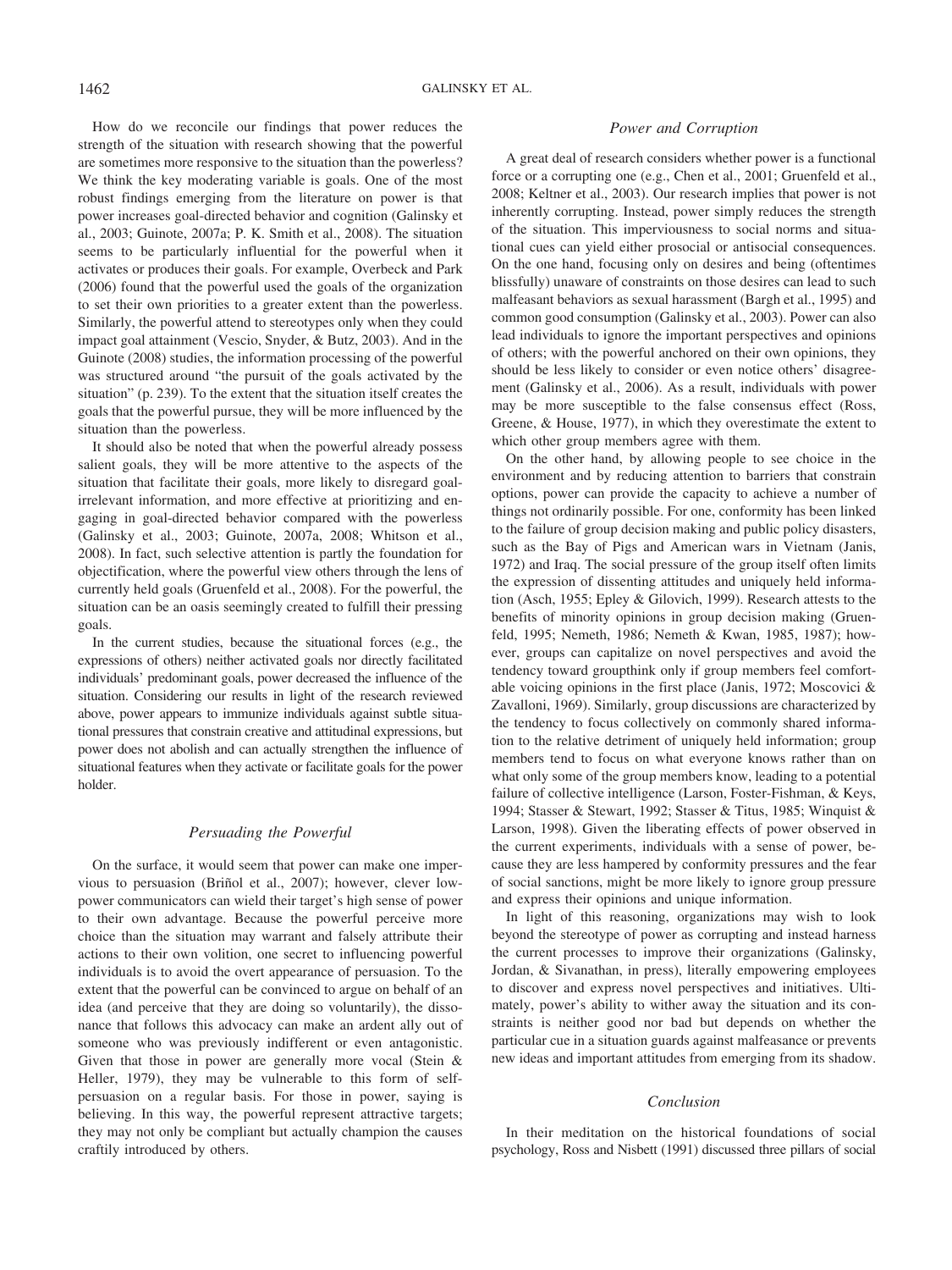How do we reconcile our findings that power reduces the strength of the situation with research showing that the powerful are sometimes more responsive to the situation than the powerless? We think the key moderating variable is goals. One of the most robust findings emerging from the literature on power is that power increases goal-directed behavior and cognition (Galinsky et al., 2003; Guinote, 2007a; P. K. Smith et al., 2008). The situation seems to be particularly influential for the powerful when it activates or produces their goals. For example, Overbeck and Park (2006) found that the powerful used the goals of the organization to set their own priorities to a greater extent than the powerless. Similarly, the powerful attend to stereotypes only when they could impact goal attainment (Vescio, Snyder, & Butz, 2003). And in the Guinote (2008) studies, the information processing of the powerful was structured around "the pursuit of the goals activated by the situation" (p. 239). To the extent that the situation itself creates the goals that the powerful pursue, they will be more influenced by the situation than the powerless.

It should also be noted that when the powerful already possess salient goals, they will be more attentive to the aspects of the situation that facilitate their goals, more likely to disregard goal-irrelevant information, and more effective at prioritizing and engaging in goal-directed behavior compared with the powerless (Galinsky et al., 2003; Guinote, 2007a, 2008; Whitson et al., 2008). In fact, such selective attention is partly the foundation for objectification, where the powerful view others through the lens of currently held goals (Gruenfeld et al., 2008). For the powerful, the situation can be an oasis seemingly created to fulfill their pressing goals.

In the current studies, because the situational forces (e.g., the expressions of others) neither activated goals nor directly facilitated individuals' predominant goals, power decreased the influence of the situation. Considering our results in light of the research reviewed above, power appears to immunize individuals against subtle situational pressures that constrain creative and attitudinal expressions, but power does not abolish and can actually strengthen the influence of situational features when they activate or facilitate goals for the power holder.

### Persuading the Powerful

On the surface, it would seem that power can make one impervious to persuasion (Briñol et al., 2007); however, clever low-power communicators can wield their target's high sense of power to their own advantage. Because the powerful perceive more choice than the situation may warrant and falsely attribute their actions to their own volition, one secret to influencing powerful individuals is to avoid the overt appearance of persuasion. To the extent that the powerful can be convinced to argue on behalf of an idea (and perceive that they are doing so voluntarily), the dissonance that follows this advocacy can make an ardent ally out of someone who was previously indifferent or even antagonistic. Given that those in power are generally more vocal (Stein & Heller, 1979), they may be vulnerable to this form of self-persuasion on a regular basis. For those in power, saying is believing. In this way, the powerful represent attractive targets; they may not only be compliant but actually champion the causes craftily introduced by others.

### Power and Corruption

A great deal of research considers whether power is a functional force or a corrupting one (e.g., Chen et al., 2001; Gruenfeld et al., 2008; Keltner et al., 2003). Our research implies that power is not inherently corrupting. Instead, power simply reduces the strength of the situation. This imperviousness to social norms and situational cues can yield either prosocial or antisocial consequences. On the one hand, focusing only on desires and being (oftentimes blissfully) unaware of constraints on those desires can lead to such malfeasant behaviors as sexual harassment (Bargh et al., 1995) and common good consumption (Galinsky et al., 2003). Power can also lead individuals to ignore the important perspectives and opinions of others; with the powerful anchored on their own opinions, they should be less likely to consider or even notice others' disagreement (Galinsky et al., 2006). As a result, individuals with power may be more susceptible to the false consensus effect (Ross, Greene, & House, 1977), in which they overestimate the extent to which other group members agree with them.

On the other hand, by allowing people to see choice in the environment and by reducing attention to barriers that constrain options, power can provide the capacity to achieve a number of things not ordinarily possible. For one, conformity has been linked to the failure of group decision making and public policy disasters, such as the Bay of Pigs and American wars in Vietnam (Janis, 1972) and Iraq. The social pressure of the group itself often limits the expression of dissenting attitudes and uniquely held information (Asch, 1955; Epley & Gilovich, 1999). Research attests to the benefits of minority opinions in group decision making (Gruenfeld, 1995; Nemeth, 1986; Nemeth & Kwan, 1985, 1987); however, groups can capitalize on novel perspectives and avoid the tendency toward groupthink only if group members feel comfortable voicing opinions in the first place (Janis, 1972; Moscovici & Zavalloni, 1969). Similarly, group discussions are characterized by the tendency to focus collectively on commonly shared information to the relative detriment of uniquely held information; group members tend to focus on what everyone knows rather than on what only some of the group members know, leading to a potential failure of collective intelligence (Larson, Foster-Fishman, & Keys, 1994; Stasser & Stewart, 1992; Stasser & Titus, 1985; Winquist & Larson, 1998). Given the liberating effects of power observed in the current experiments, individuals with a sense of power, because they are less hampered by conformity pressures and the fear of social sanctions, might be more likely to ignore group pressure and express their opinions and unique information.

In light of this reasoning, organizations may wish to look beyond the stereotype of power as corrupting and instead harness the current processes to improve their organizations (Galinsky, Jordan, & Sivanathan, in press), literally empowering employees to discover and express novel perspectives and initiatives. Ultimately, power's ability to wither away the situation and its constraints is neither good nor bad but depends on whether the particular cue in a situation guards against malfeasance or prevents new ideas and important attitudes from emerging from its shadow.

## Conclusion

In their meditation on the historical foundations of social psychology, Ross and Nisbett (1991) discussed three pillars of social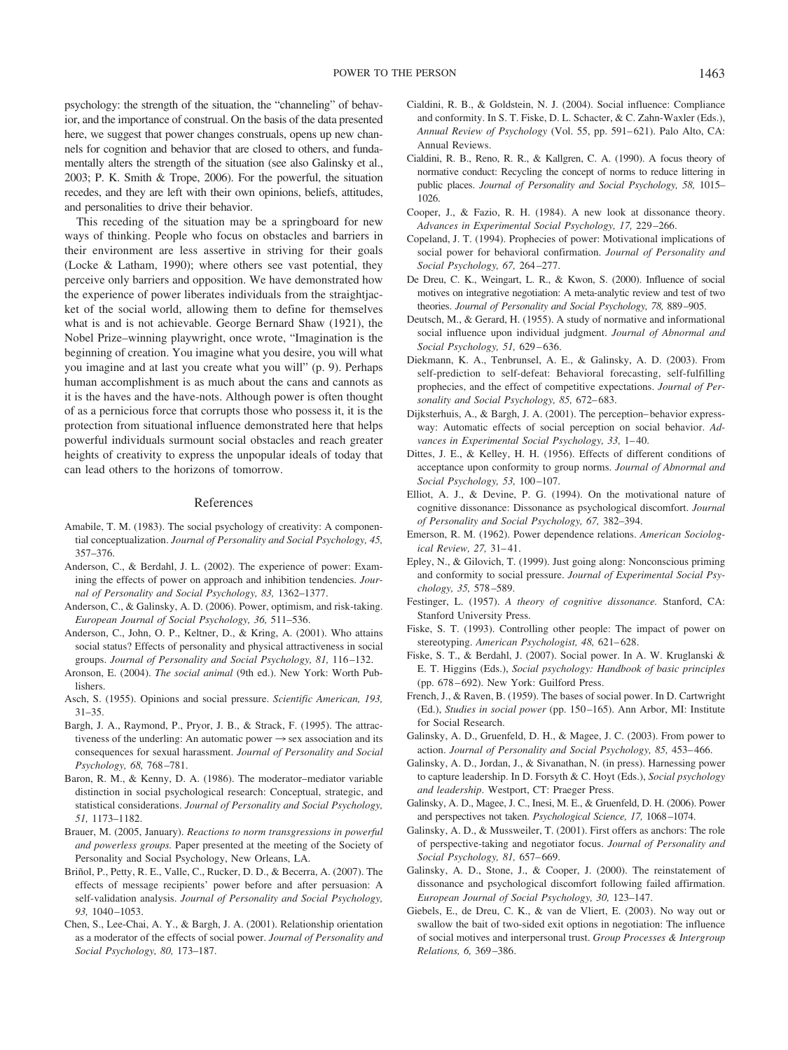psychology: the strength of the situation, the "channeling" of behavior, and the importance of construal. On the basis of the data presented here, we suggest that power changes construals, opens up new channels for cognition and behavior that are closed to others, and fundamentally alters the strength of the situation (see also Galinsky et al., 2003; P. K. Smith & Trope, 2006). For the powerful, the situation recedes, and they are left with their own opinions, beliefs, attitudes, and personalities to drive their behavior.

This receding of the situation may be a springboard for new ways of thinking. People who focus on obstacles and barriers in their environment are less assertive in striving for their goals (Locke & Latham, 1990); where others see vast potential, they perceive only barriers and opposition. We have demonstrated how the experience of power liberates individuals from the straightjacket of the social world, allowing them to define for themselves what is and is not achievable. George Bernard Shaw (1921), the Nobel Prize–winning playwright, once wrote, "Imagination is the beginning of creation. You imagine what you desire, you will what you imagine and at last you create what you will" (p. 9). Perhaps human accomplishment is as much about the cans and cannots as it is the haves and the have-nots. Although power is often thought of as a pernicious force that corrupts those who possess it, it is the protection from situational influence demonstrated here that helps powerful individuals surmount social obstacles and reach greater heights of creativity to express the unpopular ideals of today that can lead others to the horizons of tomorrow.

## References

Amabile, T. M. (1983). The social psychology of creativity: A componential conceptualization. *Journal of Personality and Social Psychology, 45,* 357–376.

Anderson, C., & Berdahl, J. L. (2002). The experience of power: Examining the effects of power on approach and inhibition tendencies. *Journal of Personality and Social Psychology, 83,* 1362–1377.

Anderson, C., & Galinsky, A. D. (2006). Power, optimism, and risk-taking. *European Journal of Social Psychology, 36,* 511–536.

Anderson, C., John, O. P., Keltner, D., & Kring, A. (2001). Who attains social status? Effects of personality and physical attractiveness in social groups. *Journal of Personality and Social Psychology, 81,* 116–132.

Aronson, E. (2004). *The social animal* (9th ed.). New York: Worth Publishers.

Asch, S. (1955). Opinions and social pressure. *Scientific American, 193,* 31–35.

Bargh, J. A., Raymond, P., Pryor, J. B., & Strack, F. (1995). The attractiveness of the underling: An automatic power → sex association and its consequences for sexual harassment. *Journal of Personality and Social Psychology, 68,* 768–781.

Baron, R. M., & Kenny, D. A. (1986). The moderator–mediator variable distinction in social psychological research: Conceptual, strategic, and statistical considerations. *Journal of Personality and Social Psychology, 51,* 1173–1182.

Brauer, M. (2005, January). *Reactions to norm transgressions in powerful and powerless groups.* Paper presented at the meeting of the Society of Personality and Social Psychology, New Orleans, LA.

Briñol, P., Petty, R. E., Valle, C., Rucker, D. D., & Becerra, A. (2007). The effects of message recipients' power before and after persuasion: A self-validation analysis. *Journal of Personality and Social Psychology, 93,* 1040–1053.

Chen, S., Lee-Chai, A. Y., & Bargh, J. A. (2001). Relationship orientation as a moderator of the effects of social power. *Journal of Personality and Social Psychology, 80,* 173–187.

Cialdini, R. B., & Goldstein, N. J. (2004). Social influence: Compliance and conformity. In S. T. Fiske, D. L. Schacter, & C. Zahn-Waxler (Eds.), *Annual Review of Psychology* (Vol. 55, pp. 591–621). Palo Alto, CA: Annual Reviews.

Cialdini, R. B., Reno, R. R., & Kallgren, C. A. (1990). A focus theory of normative conduct: Recycling the concept of norms to reduce littering in public places. *Journal of Personality and Social Psychology, 58,* 1015–1026.

Cooper, J., & Fazio, R. H. (1984). A new look at dissonance theory. *Advances in Experimental Social Psychology, 17,* 229–266.

Copeland, J. T. (1994). Prophecies of power: Motivational implications of social power for behavioral confirmation. *Journal of Personality and Social Psychology, 67,* 264–277.

De Dreu, C. K., Weingart, L. R., & Kwon, S. (2000). Influence of social motives on integrative negotiation: A meta-analytic review and test of two theories. *Journal of Personality and Social Psychology, 78,* 889–905.

Deutsch, M., & Gerard, H. (1955). A study of normative and informational social influence upon individual judgment. *Journal of Abnormal and Social Psychology, 51,* 629–636.

Diekmann, K. A., Tenbrunsel, A. E., & Galinsky, A. D. (2003). From self-prediction to self-defeat: Behavioral forecasting, self-fulfilling prophecies, and the effect of competitive expectations. *Journal of Personality and Social Psychology, 85,* 672–683.

Dijksterhuis, A., & Bargh, J. A. (2001). The perception–behavior expressway: Automatic effects of social perception on social behavior. *Advances in Experimental Social Psychology, 33,* 1–40.

Dittes, J. E., & Kelley, H. H. (1956). Effects of different conditions of acceptance upon conformity to group norms. *Journal of Abnormal and Social Psychology, 53,* 100–107.

Elliot, A. J., & Devine, P. G. (1994). On the motivational nature of cognitive dissonance: Dissonance as psychological discomfort. *Journal of Personality and Social Psychology, 67,* 382–394.

Emerson, R. M. (1962). Power dependence relations. *American Sociological Review, 27,* 31–41.

Epley, N., & Gilovich, T. (1999). Just going along: Nonconscious priming and conformity to social pressure. *Journal of Experimental Social Psychology, 35,* 578–589.

Festinger, L. (1957). *A theory of cognitive dissonance.* Stanford, CA: Stanford University Press.

Fiske, S. T. (1993). Controlling other people: The impact of power on stereotyping. *American Psychologist, 48,* 621–628.

Fiske, S. T., & Berdahl, J. (2007). Social power. In A. W. Kruglanski & E. T. Higgins (Eds.), *Social psychology: Handbook of basic principles* (pp. 678–692). New York: Guilford Press.

French, J., & Raven, B. (1959). The bases of social power. In D. Cartwright (Ed.), *Studies in social power* (pp. 150–165). Ann Arbor, MI: Institute for Social Research.

Galinsky, A. D., Gruenfeld, D. H., & Magee, J. C. (2003). From power to action. *Journal of Personality and Social Psychology, 85,* 453–466.

Galinsky, A. D., Jordan, J., & Sivanathan, N. (in press). Harnessing power to capture leadership. In D. Forsyth & C. Hoyt (Eds.), *Social psychology and leadership.* Westport, CT: Praeger Press.

Galinsky, A. D., Magee, J. C., Inesi, M. E., & Gruenfeld, D. H. (2006). Power and perspectives not taken. *Psychological Science, 17,* 1068–1074.

Galinsky, A. D., & Mussweiler, T. (2001). First offers as anchors: The role of perspective-taking and negotiator focus. *Journal of Personality and Social Psychology, 81,* 657–669.

Galinsky, A. D., Stone, J., & Cooper, J. (2000). The reinstatement of dissonance and psychological discomfort following failed affirmation. *European Journal of Social Psychology, 30,* 123–147.

Giebels, E., de Dreu, C. K., & van de Vliert, E. (2003). No way out or swallow the bait of two-sided exit options in negotiation: The influence of social motives and interpersonal trust. *Group Processes & Intergroup Relations, 6,* 369–386.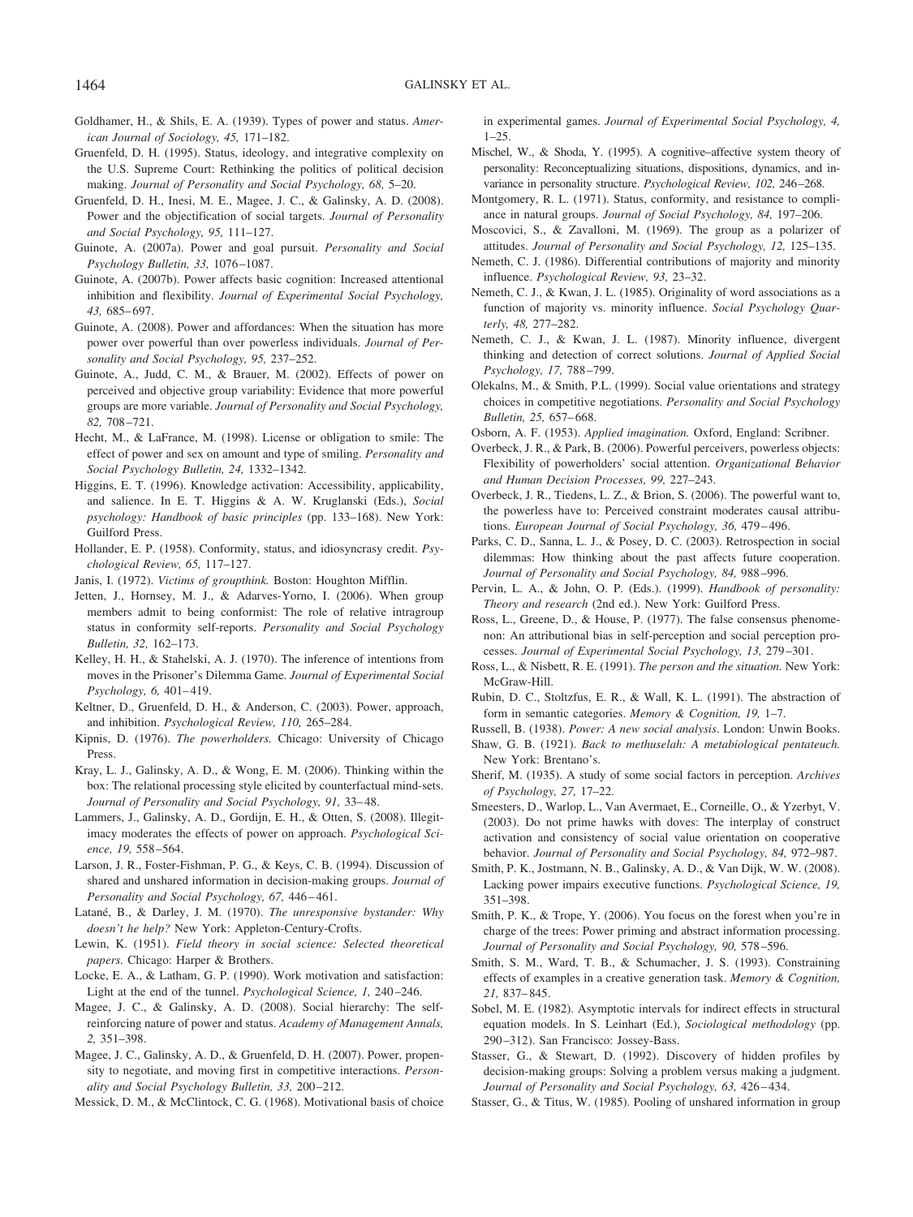Goldhamer, H., & Shils, E. A. (1939). Types of power and status. *American Journal of Sociology, 45,* 171–182.

Gruenfeld, D. H. (1995). Status, ideology, and integrative complexity on the U.S. Supreme Court: Rethinking the politics of political decision making. *Journal of Personality and Social Psychology, 68,* 5–20.

Gruenfeld, D. H., Inesi, M. E., Magee, J. C., & Galinsky, A. D. (2008). Power and the objectification of social targets. *Journal of Personality and Social Psychology, 95,* 111–127.

Guinote, A. (2007a). Power and goal pursuit. *Personality and Social Psychology Bulletin, 33,* 1076–1087.

Guinote, A. (2007b). Power affects basic cognition: Increased attentional inhibition and flexibility. *Journal of Experimental Social Psychology, 43,* 685–697.

Guinote, A. (2008). Power and affordances: When the situation has more power over powerful than over powerless individuals. *Journal of Personality and Social Psychology, 95,* 237–252.

Guinote, A., Judd, C. M., & Brauer, M. (2002). Effects of power on perceived and objective group variability: Evidence that more powerful groups are more variable. *Journal of Personality and Social Psychology, 82,* 708–721.

Hecht, M., & LaFrance, M. (1998). License or obligation to smile: The effect of power and sex on amount and type of smiling. *Personality and Social Psychology Bulletin, 24,* 1332–1342.

Higgins, E. T. (1996). Knowledge activation: Accessibility, applicability, and salience. In E. T. Higgins & A. W. Kruglanski (Eds.), *Social psychology: Handbook of basic principles* (pp. 133–168). New York: Guilford Press.

Hollander, E. P. (1958). Conformity, status, and idiosyncrasy credit. *Psychological Review, 65,* 117–127.

Janis, I. (1972). *Victims of groupthink.* Boston: Houghton Mifflin.

Jetten, J., Hornsey, M. J., & Adarves-Yorno, I. (2006). When group members admit to being conformist: The role of relative intragroup status in conformity self-reports. *Personality and Social Psychology Bulletin, 32,* 162–173.

Kelley, H. H., & Stahelski, A. J. (1970). The inference of intentions from moves in the Prisoner's Dilemma Game. *Journal of Experimental Social Psychology, 6,* 401–419.

Keltner, D., Gruenfeld, D. H., & Anderson, C. (2003). Power, approach, and inhibition. *Psychological Review, 110,* 265–284.

Kipnis, D. (1976). *The powerholders.* Chicago: University of Chicago Press.

Kray, L. J., Galinsky, A. D., & Wong, E. M. (2006). Thinking within the box: The relational processing style elicited by counterfactual mind-sets. *Journal of Personality and Social Psychology, 91,* 33–48.

Lammers, J., Galinsky, A. D., Gordijn, E. H., & Otten, S. (2008). Illegitimacy moderates the effects of power on approach. *Psychological Science, 19,* 558–564.

Larson, J. R., Foster-Fishman, P. G., & Keys, C. B. (1994). Discussion of shared and unshared information in decision-making groups. *Journal of Personality and Social Psychology, 67,* 446–461.

Latané, B., & Darley, J. M. (1970). *The unresponsive bystander: Why doesn't he help?* New York: Appleton-Century-Crofts.

Lewin, K. (1951). *Field theory in social science: Selected theoretical papers.* Chicago: Harper & Brothers.

Locke, E. A., & Latham, G. P. (1990). Work motivation and satisfaction: Light at the end of the tunnel. *Psychological Science, 1,* 240–246.

Magee, J. C., & Galinsky, A. D. (2008). Social hierarchy: The self-reinforcing nature of power and status. *Academy of Management Annals, 2,* 351–398.

Magee, J. C., Galinsky, A. D., & Gruenfeld, D. H. (2007). Power, propensity to negotiate, and moving first in competitive interactions. *Personality and Social Psychology Bulletin, 33,* 200–212.

Messick, D. M., & McClintock, C. G. (1968). Motivational basis of choice in experimental games. *Journal of Experimental Social Psychology, 4,* 1–25.

Mischel, W., & Shoda, Y. (1995). A cognitive–affective system theory of personality: Reconceptualizing situations, dispositions, dynamics, and invariance in personality structure. *Psychological Review, 102,* 246–268.

Montgomery, R. L. (1971). Status, conformity, and resistance to compliance in natural groups. *Journal of Social Psychology, 84,* 197–206.

Moscovici, S., & Zavalloni, M. (1969). The group as a polarizer of attitudes. *Journal of Personality and Social Psychology, 12,* 125–135.

Nemeth, C. J. (1986). Differential contributions of majority and minority influence. *Psychological Review, 93,* 23–32.

Nemeth, C. J., & Kwan, J. L. (1985). Originality of word associations as a function of majority vs. minority influence. *Social Psychology Quarterly, 48,* 277–282.

Nemeth, C. J., & Kwan, J. L. (1987). Minority influence, divergent thinking and detection of correct solutions. *Journal of Applied Social Psychology, 17,* 788–799.

Olekalns, M., & Smith, P.L. (1999). Social value orientations and strategy choices in competitive negotiations. *Personality and Social Psychology Bulletin, 25,* 657–668.

Osborn, A. F. (1953). *Applied imagination.* Oxford, England: Scribner.

Overbeck, J. R., & Park, B. (2006). Powerful perceivers, powerless objects: Flexibility of powerholders' social attention. *Organizational Behavior and Human Decision Processes, 99,* 227–243.

Overbeck, J. R., Tiedens, L. Z., & Brion, S. (2006). The powerful want to, the powerless have to: Perceived constraint moderates causal attributions. *European Journal of Social Psychology, 36,* 479–496.

Parks, C. D., Sanna, L. J., & Posey, D. C. (2003). Retrospection in social dilemmas: How thinking about the past affects future cooperation. *Journal of Personality and Social Psychology, 84,* 988–996.

Pervin, L. A., & John, O. P. (Eds.). (1999). *Handbook of personality: Theory and research* (2nd ed.). New York: Guilford Press.

Ross, L., Greene, D., & House, P. (1977). The false consensus phenomenon: An attributional bias in self-perception and social perception processes. *Journal of Experimental Social Psychology, 13,* 279–301.

Ross, L., & Nisbett, R. E. (1991). *The person and the situation.* New York: McGraw-Hill.

Rubin, D. C., Stoltzfus, E. R., & Wall, K. L. (1991). The abstraction of form in semantic categories. *Memory & Cognition, 19,* 1–7.

Russell, B. (1938). *Power: A new social analysis*. London: Unwin Books.

Shaw, G. B. (1921). *Back to methuselah: A metabiological pentateuch.* New York: Brentano's.

Sherif, M. (1935). A study of some social factors in perception. *Archives of Psychology, 27,* 17–22.

Smeesters, D., Warlop, L., Van Avermaet, E., Corneille, O., & Yzerbyt, V. (2003). Do not prime hawks with doves: The interplay of construct activation and consistency of social value orientation on cooperative behavior. *Journal of Personality and Social Psychology, 84,* 972–987.

Smith, P. K., Jostmann, N. B., Galinsky, A. D., & Van Dijk, W. W. (2008). Lacking power impairs executive functions. *Psychological Science, 19,* 351–398.

Smith, P. K., & Trope, Y. (2006). You focus on the forest when you're in charge of the trees: Power priming and abstract information processing. *Journal of Personality and Social Psychology, 90,* 578–596.

Smith, S. M., Ward, T. B., & Schumacher, J. S. (1993). Constraining effects of examples in a creative generation task. *Memory & Cognition, 21,* 837–845.

Sobel, M. E. (1982). Asymptotic intervals for indirect effects in structural equation models. In S. Leinhart (Ed.), *Sociological methodology* (pp. 290–312). San Francisco: Jossey-Bass.

Stasser, G., & Stewart, D. (1992). Discovery of hidden profiles by decision-making groups: Solving a problem versus making a judgment. *Journal of Personality and Social Psychology, 63,* 426–434.

Stasser, G., & Titus, W. (1985). Pooling of unshared information in group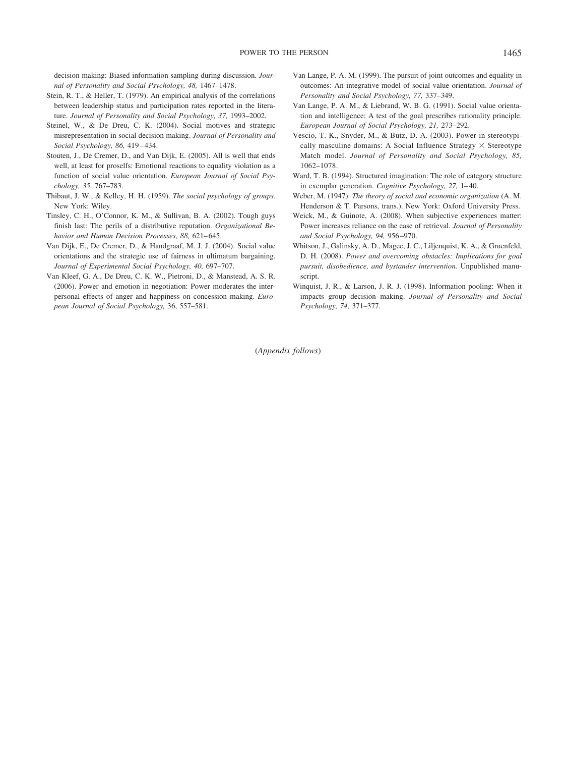decision making: Biased information sampling during discussion. *Journal of Personality and Social Psychology, 48,* 1467–1478.

Stein, R. T., & Heller, T. (1979). An empirical analysis of the correlations between leadership status and participation rates reported in the literature. *Journal of Personality and Social Psychology, 37,* 1993–2002.

Steinel, W., & De Dreu, C. K. (2004). Social motives and strategic misrepresentation in social decision making. *Journal of Personality and Social Psychology, 86,* 419–434.

Stouten, J., De Cremer, D., and Van Dijk, E. (2005). All is well that ends well, at least for proselfs: Emotional reactions to equality violation as a function of social value orientation. *European Journal of Social Psychology, 35,* 767–783.

Thibaut, J. W., & Kelley, H. H. (1959). *The social psychology of groups.* New York: Wiley.

Tinsley, C. H., O'Connor, K. M., & Sullivan, B. A. (2002). Tough guys finish last: The perils of a distributive reputation. *Organizational Behavior and Human Decision Processes, 88,* 621–645.

Van Dijk, E., De Cremer, D., & Handgraaf, M. J. J. (2004). Social value orientations and the strategic use of fairness in ultimatum bargaining. *Journal of Experimental Social Psychology, 40,* 697–707.

Van Kleef, G. A., De Dreu, C. K. W., Pietroni, D., & Manstead, A. S. R. (2006). Power and emotion in negotiation: Power moderates the interpersonal effects of anger and happiness on concession making. *European Journal of Social Psychology,* 36, 557–581.

Van Lange, P. A. M. (1999). The pursuit of joint outcomes and equality in outcomes: An integrative model of social value orientation. *Journal of Personality and Social Psychology, 77,* 337–349.

Van Lange, P. A. M., & Liebrand, W. B. G. (1991). Social value orientation and intelligence: A test of the goal prescribes rationality principle. *European Journal of Social Psychology, 21,* 273–292.

Vescio, T. K., Snyder, M., & Butz, D. A. (2003). Power in stereotypically masculine domains: A Social Influence Strategy × Stereotype Match model. *Journal of Personality and Social Psychology, 85,* 1062–1078.

Ward, T. B. (1994). Structured imagination: The role of category structure in exemplar generation. *Cognitive Psychology, 27,* 1–40.

Weber, M. (1947). *The theory of social and economic organization* (A. M. Henderson & T. Parsons, trans.). New York: Oxford University Press.

Weick, M., & Guinote, A. (2008). When subjective experiences matter: Power increases reliance on the ease of retrieval. *Journal of Personality and Social Psychology, 94,* 956–970.

Whitson, J., Galinsky, A. D., Magee, J. C., Liljenquist, K. A., & Gruenfeld, D. H. (2008). *Power and overcoming obstacles: Implications for goal pursuit, disobedience, and bystander intervention.* Unpublished manuscript.

Winquist, J. R., & Larson, J. R. J. (1998). Information pooling: When it impacts group decision making. *Journal of Personality and Social Psychology, 74,* 371–377.

(*Appendix follows*)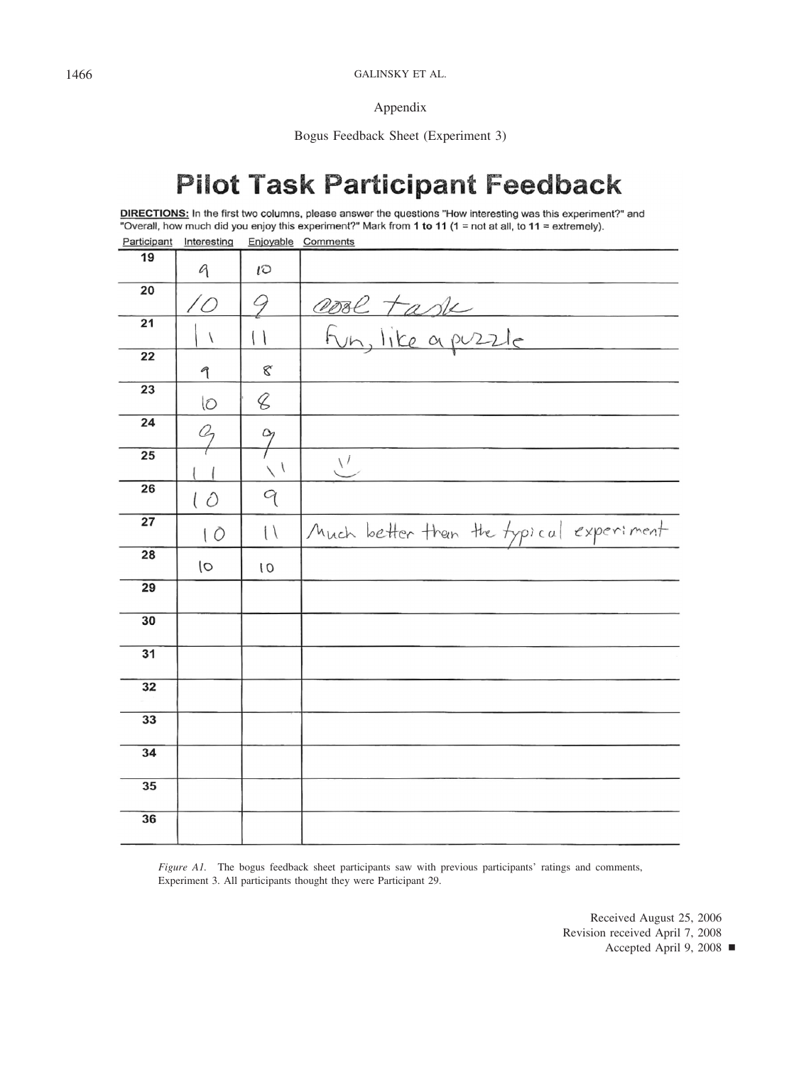# Appendix

## Bogus Feedback Sheet (Experiment 3)

# Pilot Task Participant Feedback

**DIRECTIONS:** In the first two columns, please answer the questions "How interesting was this experiment?" and "Overall, how much did you enjoy this experiment?" Mark from **1 to 11** (1 = not at all, to **11** = extremely).

| Participant | Interesting | Enjoyable | Comments |
|---|---|---|---|
| 19 | 9 | 10 | |
| 20 | 10 | 9 | cool task |
| 21 | 11 | 11 | Fun, like a puzzle |
| 22 | 9 | 8 | |
| 23 | 10 | 8 | |
| 24 | 9 | 9 | |
| 25 | 11 | 11 | :) |
| 26 | 10 | 9 | |
| 27 | 10 | 11 | Much better than the typical experiment |
| 28 | 10 | 10 | |
| 29 | | | |
| 30 | | | |
| 31 | | | |
| 32 | | | |
| 33 | | | |
| 34 | | | |
| 35 | | | |
| 36 | | | |

*Figure A1.* The bogus feedback sheet participants saw with previous participants' ratings and comments, Experiment 3. All participants thought they were Participant 29.

Received August 25, 2006
Revision received April 7, 2008
Accepted April 9, 2008 ■